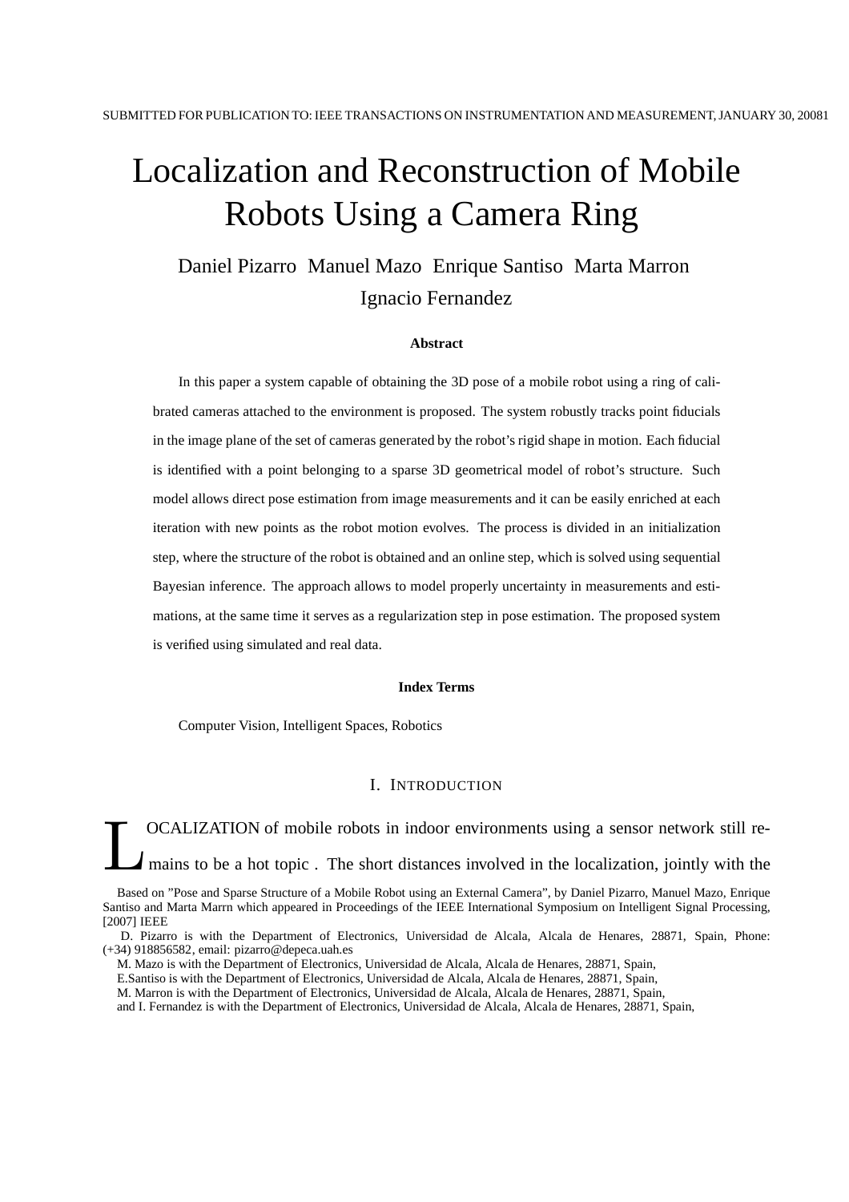# Localization and Reconstruction of Mobile Robots Using a Camera Ring

Daniel Pizarro Manuel Mazo Enrique Santiso Marta Marron Ignacio Fernandez

**Abstract**

In this paper a system capable of obtaining the 3D pose of a mobile robot using a ring of calibrated cameras attached to the environment is proposed. The system robustly tracks point fiducials in the image plane of the set of cameras generated by the robot's rigid shape in motion. Each fiducial is identified with a point belonging to a sparse 3D geometrical model of robot's structure. Such model allows direct pose estimation from image measurements and it can be easily enriched at each iteration with new points as the robot motion evolves. The process is divided in an initialization step, where the structure of the robot is obtained and an online step, which is solved using sequential Bayesian inference. The approach allows to model properly uncertainty in measurements and estimations, at the same time it serves as a regularization step in pose estimation. The proposed system is verified using simulated and real data.

**Index Terms**

Computer Vision, Intelligent Spaces, Robotics

## I. Introduction

LOCALIZATION of mobile robots in indoor environments using a sensor network still remains to be a hot topic . The short distances involved in the localization, jointly with the

Based on "Pose and Sparse Structure of a Mobile Robot using an External Camera", by Daniel Pizarro, Manuel Mazo, Enrique Santiso and Marta Marrn which appeared in Proceedings of the IEEE International Symposium on Intelligent Signal Processing, [2007] IEEE

D. Pizarro is with the Department of Electronics, Universidad de Alcala, Alcala de Henares, 28871, Spain, Phone: (+34) 918856582, email: pizarro@depeca.uah.es

M. Mazo is with the Department of Electronics, Universidad de Alcala, Alcala de Henares, 28871, Spain,

E.Santiso is with the Department of Electronics, Universidad de Alcala, Alcala de Henares, 28871, Spain,

M. Marron is with the Department of Electronics, Universidad de Alcala, Alcala de Henares, 28871, Spain,

and I. Fernandez is with the Department of Electronics, Universidad de Alcala, Alcala de Henares, 28871, Spain,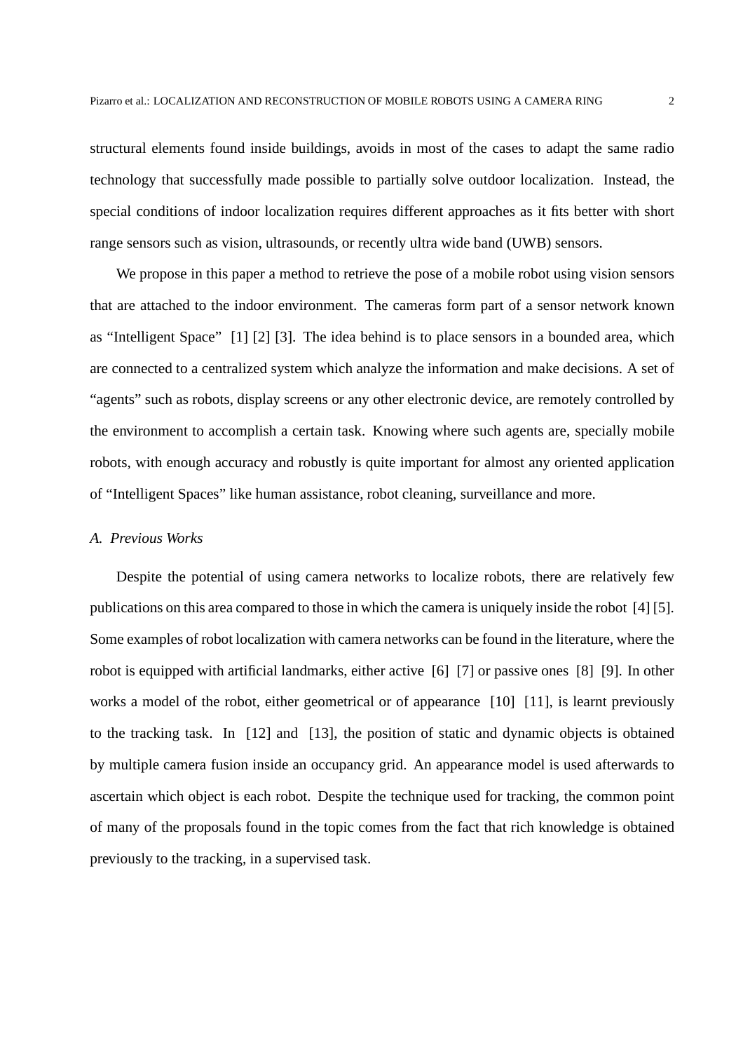structural elements found inside buildings, avoids in most of the cases to adapt the same radio technology that successfully made possible to partially solve outdoor localization. Instead, the special conditions of indoor localization requires different approaches as it fits better with short range sensors such as vision, ultrasounds, or recently ultra wide band (UWB) sensors.

We propose in this paper a method to retrieve the pose of a mobile robot using vision sensors that are attached to the indoor environment. The cameras form part of a sensor network known as "Intelligent Space" [1] [2] [3]. The idea behind is to place sensors in a bounded area, which are connected to a centralized system which analyze the information and make decisions. A set of "agents" such as robots, display screens or any other electronic device, are remotely controlled by the environment to accomplish a certain task. Knowing where such agents are, specially mobile robots, with enough accuracy and robustly is quite important for almost any oriented application of "Intelligent Spaces" like human assistance, robot cleaning, surveillance and more.

### *A. Previous Works*

Despite the potential of using camera networks to localize robots, there are relatively few publications on this area compared to those in which the camera is uniquely inside the robot [4] [5]. Some examples of robot localization with camera networks can be found in the literature, where the robot is equipped with artificial landmarks, either active [6] [7] or passive ones [8] [9]. In other works a model of the robot, either geometrical or of appearance [10] [11], is learnt previously to the tracking task. In [12] and [13], the position of static and dynamic objects is obtained by multiple camera fusion inside an occupancy grid. An appearance model is used afterwards to ascertain which object is each robot. Despite the technique used for tracking, the common point of many of the proposals found in the topic comes from the fact that rich knowledge is obtained previously to the tracking, in a supervised task.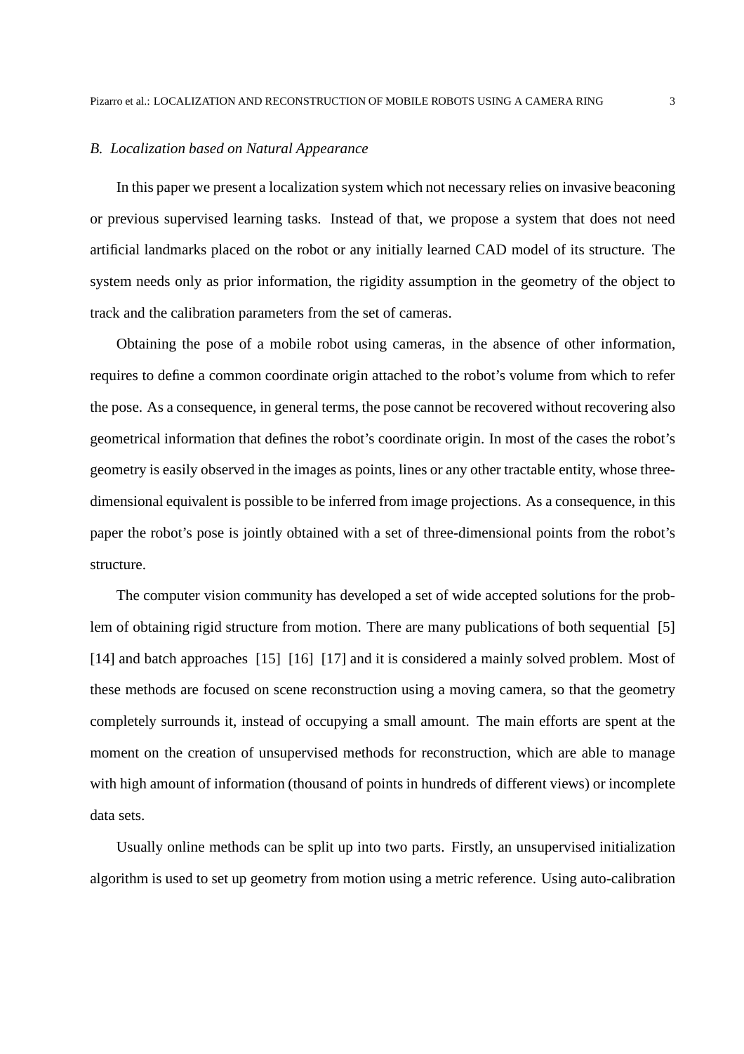### B. Localization based on Natural Appearance

In this paper we present a localization system which not necessary relies on invasive beaconing or previous supervised learning tasks. Instead of that, we propose a system that does not need artificial landmarks placed on the robot or any initially learned CAD model of its structure. The system needs only as prior information, the rigidity assumption in the geometry of the object to track and the calibration parameters from the set of cameras.

Obtaining the pose of a mobile robot using cameras, in the absence of other information, requires to define a common coordinate origin attached to the robot's volume from which to refer the pose. As a consequence, in general terms, the pose cannot be recovered without recovering also geometrical information that defines the robot's coordinate origin. In most of the cases the robot's geometry is easily observed in the images as points, lines or any other tractable entity, whose three-dimensional equivalent is possible to be inferred from image projections. As a consequence, in this paper the robot's pose is jointly obtained with a set of three-dimensional points from the robot's structure.

The computer vision community has developed a set of wide accepted solutions for the problem of obtaining rigid structure from motion. There are many publications of both sequential [5] [14] and batch approaches [15] [16] [17] and it is considered a mainly solved problem. Most of these methods are focused on scene reconstruction using a moving camera, so that the geometry completely surrounds it, instead of occupying a small amount. The main efforts are spent at the moment on the creation of unsupervised methods for reconstruction, which are able to manage with high amount of information (thousand of points in hundreds of different views) or incomplete data sets.

Usually online methods can be split up into two parts. Firstly, an unsupervised initialization algorithm is used to set up geometry from motion using a metric reference. Using auto-calibration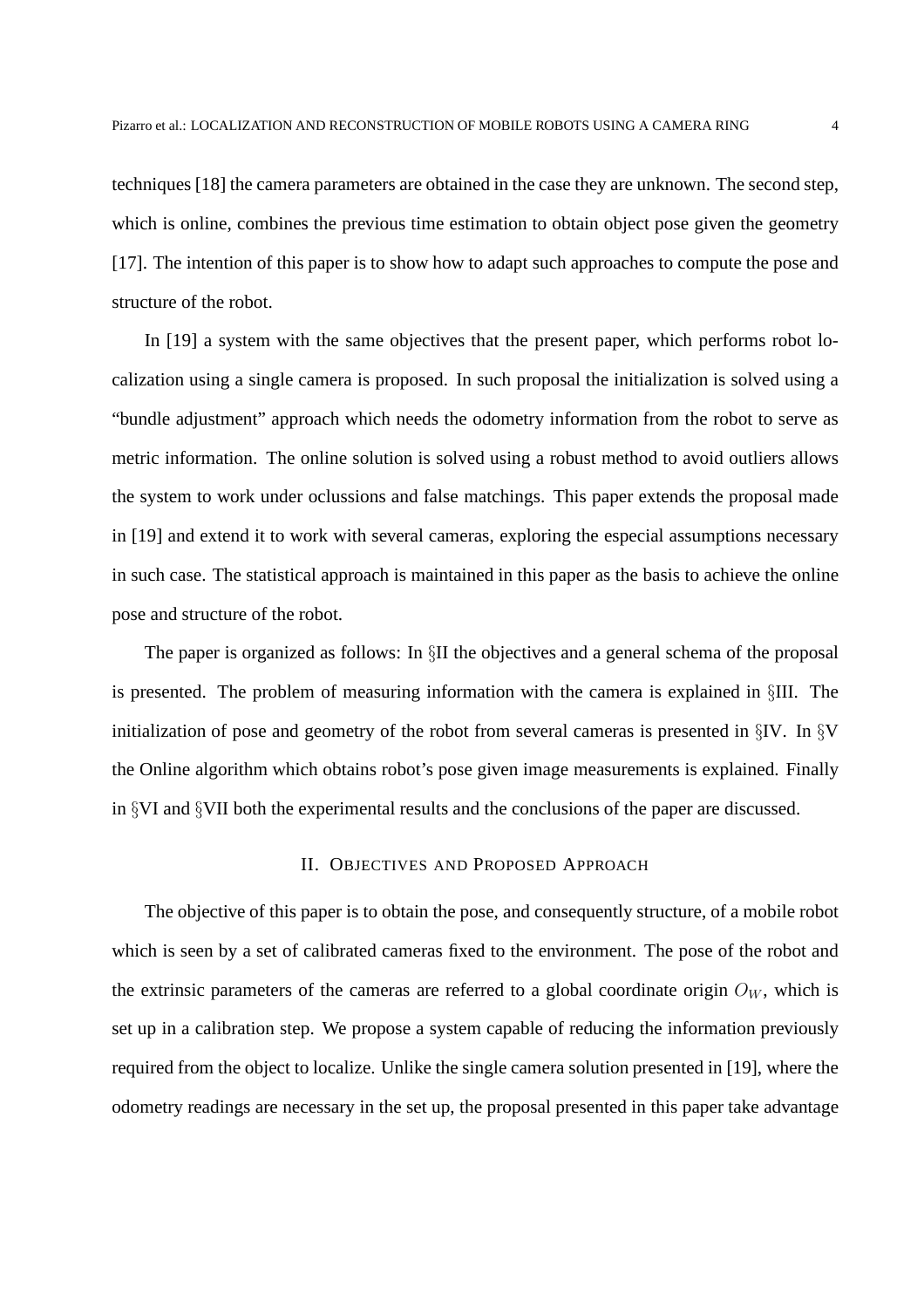techniques [18] the camera parameters are obtained in the case they are unknown. The second step, which is online, combines the previous time estimation to obtain object pose given the geometry [17]. The intention of this paper is to show how to adapt such approaches to compute the pose and structure of the robot.

In [19] a system with the same objectives that the present paper, which performs robot localization using a single camera is proposed. In such proposal the initialization is solved using a “bundle adjustment” approach which needs the odometry information from the robot to serve as metric information. The online solution is solved using a robust method to avoid outliers allows the system to work under oclussions and false matchings. This paper extends the proposal made in [19] and extend it to work with several cameras, exploring the especial assumptions necessary in such case. The statistical approach is maintained in this paper as the basis to achieve the online pose and structure of the robot.

The paper is organized as follows: In §II the objectives and a general schema of the proposal is presented. The problem of measuring information with the camera is explained in §III. The initialization of pose and geometry of the robot from several cameras is presented in §IV. In §V the Online algorithm which obtains robot’s pose given image measurements is explained. Finally in §VI and §VII both the experimental results and the conclusions of the paper are discussed.

## II. Objectives and Proposed Approach

The objective of this paper is to obtain the pose, and consequently structure, of a mobile robot which is seen by a set of calibrated cameras fixed to the environment. The pose of the robot and the extrinsic parameters of the cameras are referred to a global coordinate origin $O_W$, which is set up in a calibration step. We propose a system capable of reducing the information previously required from the object to localize. Unlike the single camera solution presented in [19], where the odometry readings are necessary in the set up, the proposal presented in this paper take advantage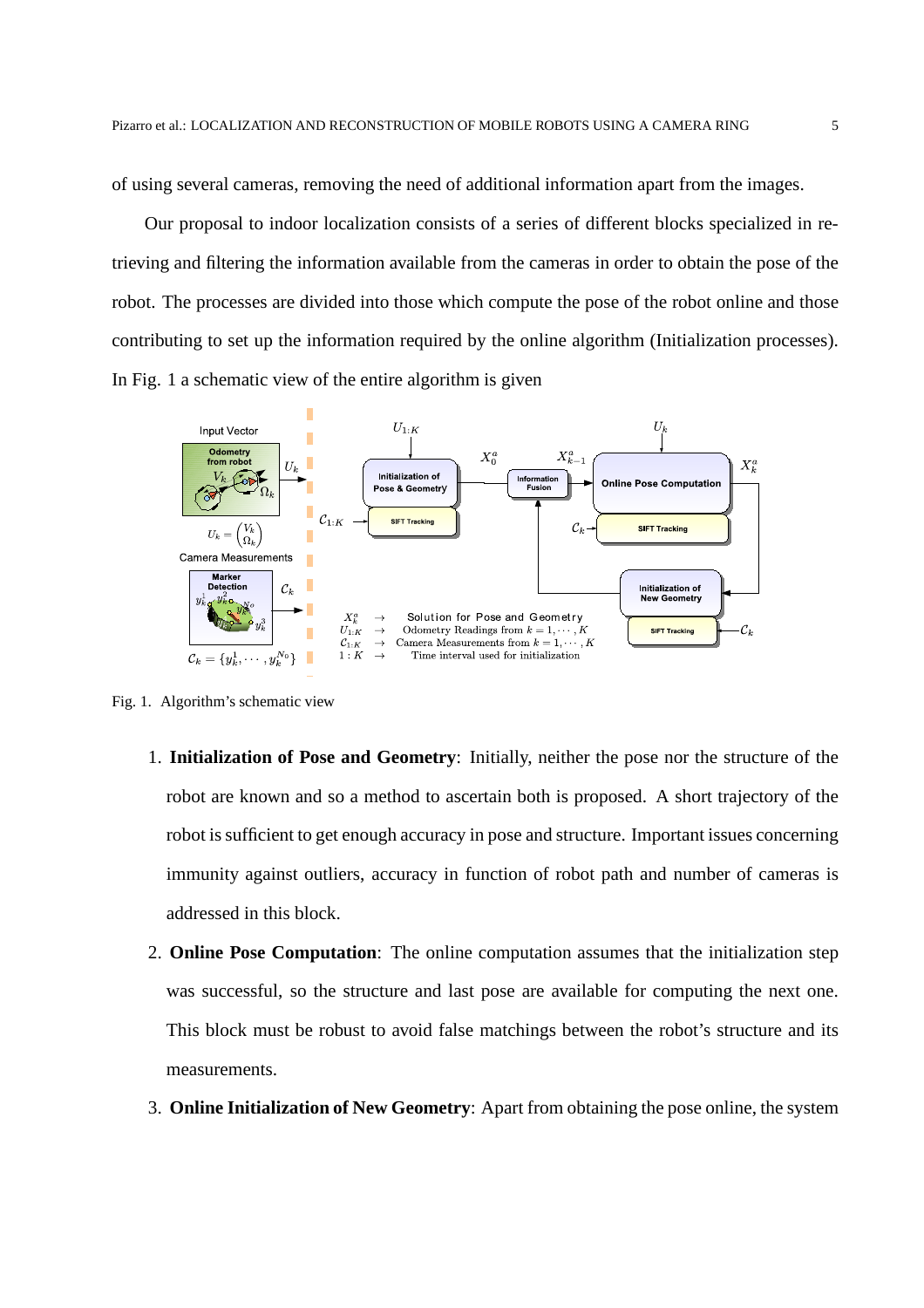of using several cameras, removing the need of additional information apart from the images.

Our proposal to indoor localization consists of a series of different blocks specialized in retrieving and filtering the information available from the cameras in order to obtain the pose of the robot. The processes are divided into those which compute the pose of the robot online and those contributing to set up the information required by the online algorithm (Initialization processes). In Fig. 1 a schematic view of the entire algorithm is given

Fig. 1. Algorithm's schematic view

1. **Initialization of Pose and Geometry**: Initially, neither the pose nor the structure of the robot are known and so a method to ascertain both is proposed. A short trajectory of the robot is sufficient to get enough accuracy in pose and structure. Important issues concerning immunity against outliers, accuracy in function of robot path and number of cameras is addressed in this block.
2. **Online Pose Computation**: The online computation assumes that the initialization step was successful, so the structure and last pose are available for computing the next one. This block must be robust to avoid false matchings between the robot's structure and its measurements.
3. **Online Initialization of New Geometry**: Apart from obtaining the pose online, the system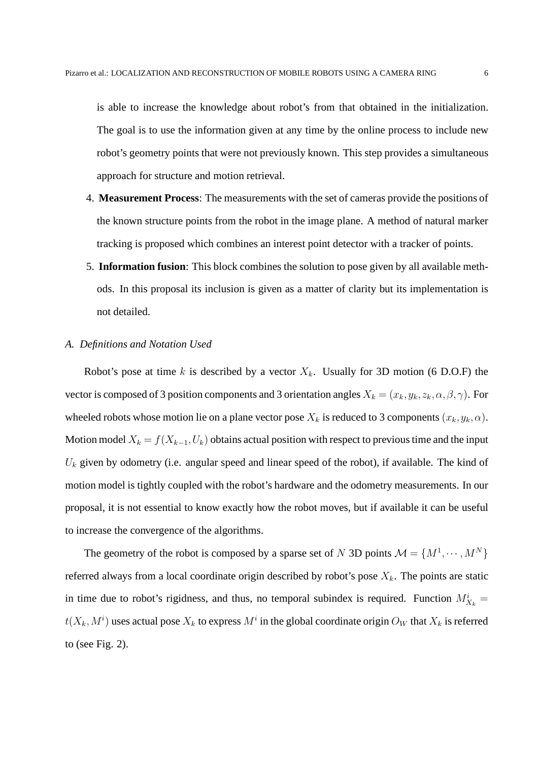is able to increase the knowledge about robot's from that obtained in the initialization. The goal is to use the information given at any time by the online process to include new robot's geometry points that were not previously known. This step provides a simultaneous approach for structure and motion retrieval.

4. **Measurement Process**: The measurements with the set of cameras provide the positions of the known structure points from the robot in the image plane. A method of natural marker tracking is proposed which combines an interest point detector with a tracker of points.
5. **Information fusion**: This block combines the solution to pose given by all available methods. In this proposal its inclusion is given as a matter of clarity but its implementation is not detailed.

### *A. Definitions and Notation Used*

Robot's pose at time $k$ is described by a vector $X_k$. Usually for 3D motion (6 D.O.F) the vector is composed of 3 position components and 3 orientation angles $X_k = (x_k, y_k, z_k, \alpha, \beta, \gamma)$. For wheeled robots whose motion lie on a plane vector pose $X_k$ is reduced to 3 components $(x_k, y_k, \alpha)$. Motion model $X_k = f(X_{k-1}, U_k)$ obtains actual position with respect to previous time and the input $U_k$ given by odometry (i.e. angular speed and linear speed of the robot), if available. The kind of motion model is tightly coupled with the robot's hardware and the odometry measurements. In our proposal, it is not essential to know exactly how the robot moves, but if available it can be useful to increase the convergence of the algorithms.

The geometry of the robot is composed by a sparse set of $N$ 3D points $\mathcal{M} = \{M^1, \cdots, M^N\}$ referred always from a local coordinate origin described by robot's pose $X_k$. The points are static in time due to robot's rigidness, and thus, no temporal subindex is required. Function $M^i_{X_k} = t(X_k, M^i)$ uses actual pose $X_k$ to express $M^i$ in the global coordinate origin $O_W$ that $X_k$ is referred to (see Fig. 2).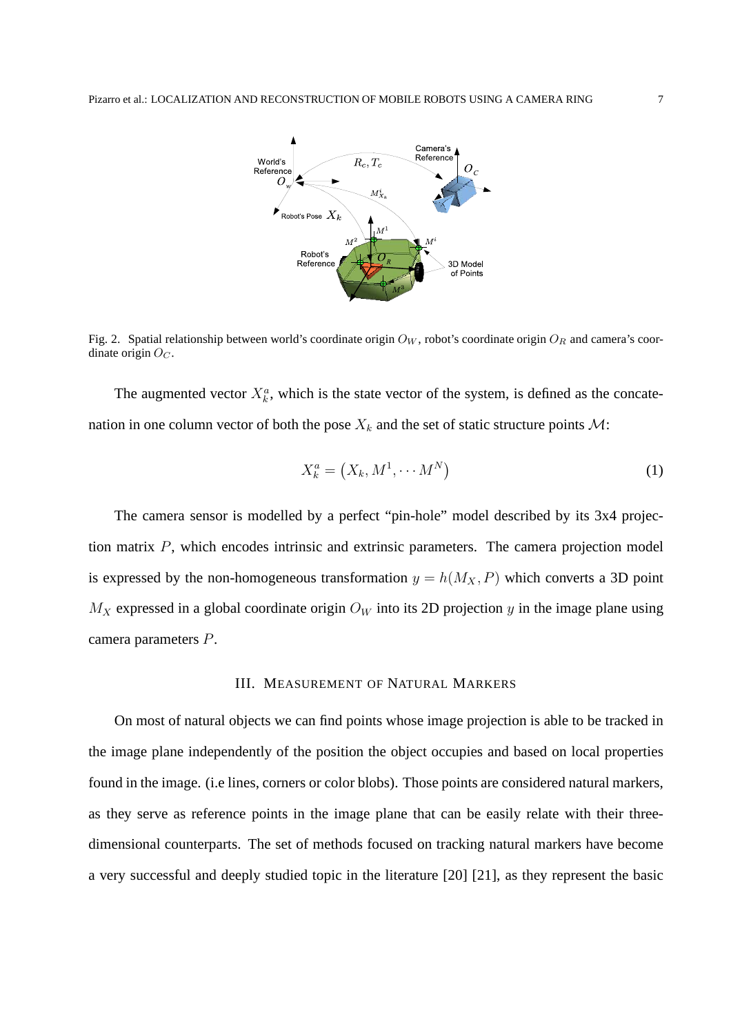Fig. 2. Spatial relationship between world's coordinate origin $O_W$, robot's coordinate origin $O_R$ and camera's coordinate origin $O_C$.

The augmented vector $X_k^a$, which is the state vector of the system, is defined as the concatenation in one column vector of both the pose $X_k$ and the set of static structure points $\mathcal{M}$:

$$X_k^a = \left(X_k, M^1, \cdots M^N\right) \tag{1}$$

The camera sensor is modelled by a perfect "pin-hole" model described by its 3x4 projection matrix $P$, which encodes intrinsic and extrinsic parameters. The camera projection model is expressed by the non-homogeneous transformation $y = h(M_X, P)$ which converts a 3D point $M_X$ expressed in a global coordinate origin $O_W$ into its 2D projection $y$ in the image plane using camera parameters $P$.

## III. Measurement of Natural Markers

On most of natural objects we can find points whose image projection is able to be tracked in the image plane independently of the position the object occupies and based on local properties found in the image. (i.e lines, corners or color blobs). Those points are considered natural markers, as they serve as reference points in the image plane that can be easily relate with their three-dimensional counterparts. The set of methods focused on tracking natural markers have become a very successful and deeply studied topic in the literature [20] [21], as they represent the basic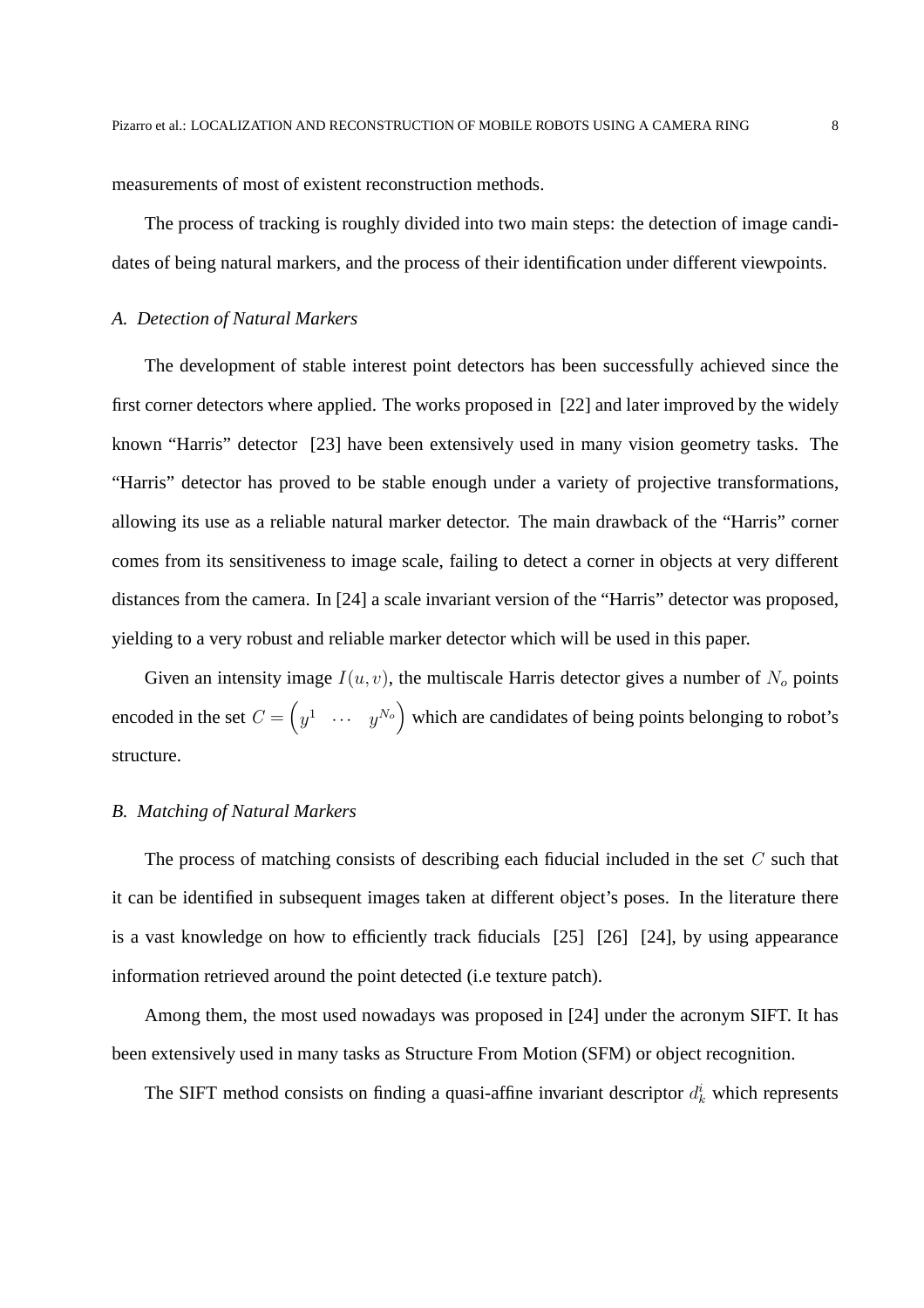measurements of most of existent reconstruction methods.

The process of tracking is roughly divided into two main steps: the detection of image candidates of being natural markers, and the process of their identification under different viewpoints.

### *A. Detection of Natural Markers*

The development of stable interest point detectors has been successfully achieved since the first corner detectors where applied. The works proposed in [22] and later improved by the widely known "Harris" detector [23] have been extensively used in many vision geometry tasks. The "Harris" detector has proved to be stable enough under a variety of projective transformations, allowing its use as a reliable natural marker detector. The main drawback of the "Harris" corner comes from its sensitiveness to image scale, failing to detect a corner in objects at very different distances from the camera. In [24] a scale invariant version of the "Harris" detector was proposed, yielding to a very robust and reliable marker detector which will be used in this paper.

Given an intensity image $I(u, v)$, the multiscale Harris detector gives a number of $N_o$ points encoded in the set $C = \begin{pmatrix} y^1 & \cdots & y^{N_o} \end{pmatrix}$ which are candidates of being points belonging to robot's structure.

### *B. Matching of Natural Markers*

The process of matching consists of describing each fiducial included in the set $C$ such that it can be identified in subsequent images taken at different object's poses. In the literature there is a vast knowledge on how to efficiently track fiducials [25] [26] [24], by using appearance information retrieved around the point detected (i.e texture patch).

Among them, the most used nowadays was proposed in [24] under the acronym SIFT. It has been extensively used in many tasks as Structure From Motion (SFM) or object recognition.

The SIFT method consists on finding a quasi-affine invariant descriptor $d_k^i$ which represents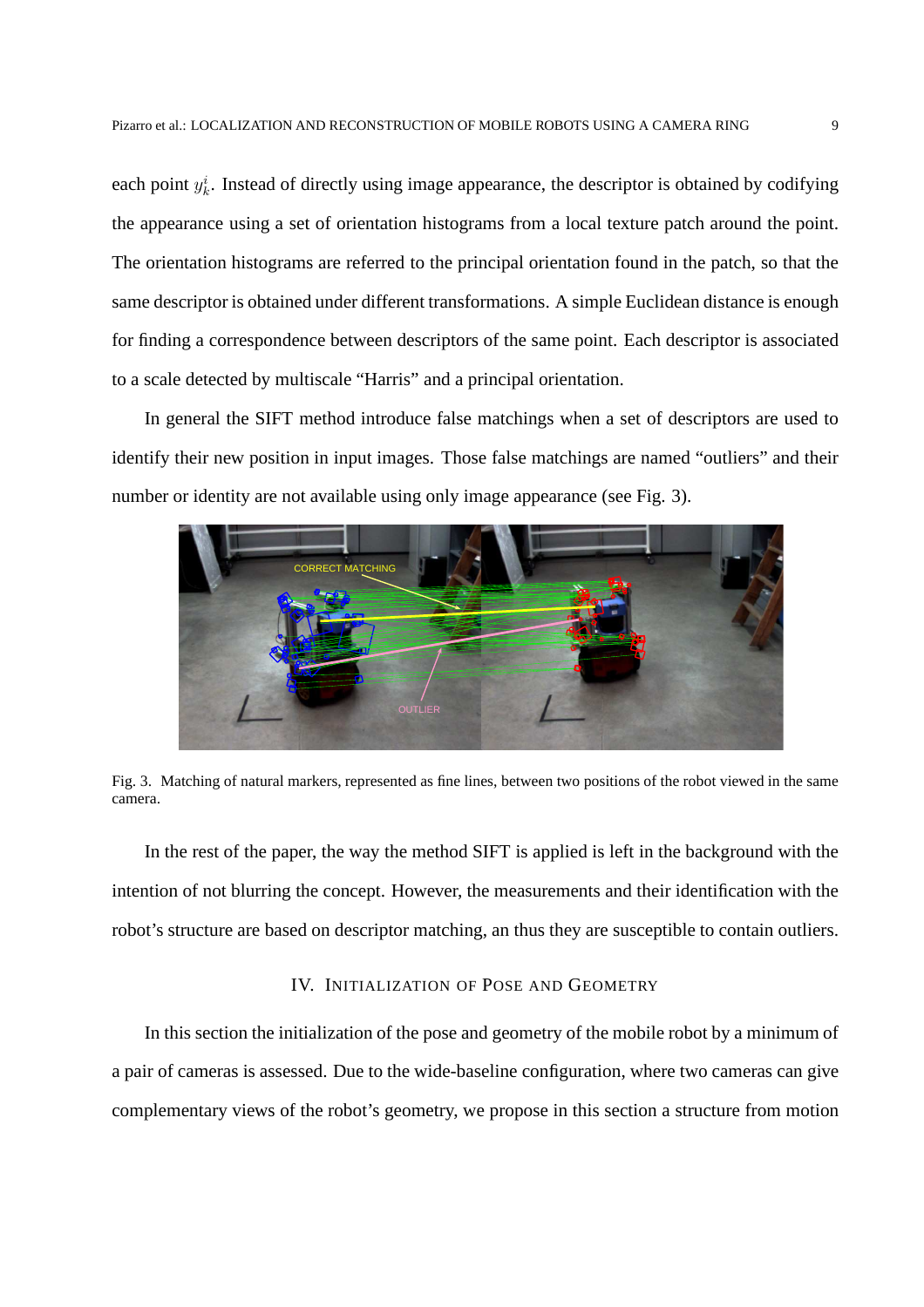each point $y^i_k$. Instead of directly using image appearance, the descriptor is obtained by codifying the appearance using a set of orientation histograms from a local texture patch around the point. The orientation histograms are referred to the principal orientation found in the patch, so that the same descriptor is obtained under different transformations. A simple Euclidean distance is enough for finding a correspondence between descriptors of the same point. Each descriptor is associated to a scale detected by multiscale "Harris" and a principal orientation.

In general the SIFT method introduce false matchings when a set of descriptors are used to identify their new position in input images. Those false matchings are named "outliers" and their number or identity are not available using only image appearance (see Fig. 3).

Fig. 3. Matching of natural markers, represented as fine lines, between two positions of the robot viewed in the same camera.

In the rest of the paper, the way the method SIFT is applied is left in the background with the intention of not blurring the concept. However, the measurements and their identification with the robot's structure are based on descriptor matching, an thus they are susceptible to contain outliers.

## IV. Initialization of Pose and Geometry

In this section the initialization of the pose and geometry of the mobile robot by a minimum of a pair of cameras is assessed. Due to the wide-baseline configuration, where two cameras can give complementary views of the robot's geometry, we propose in this section a structure from motion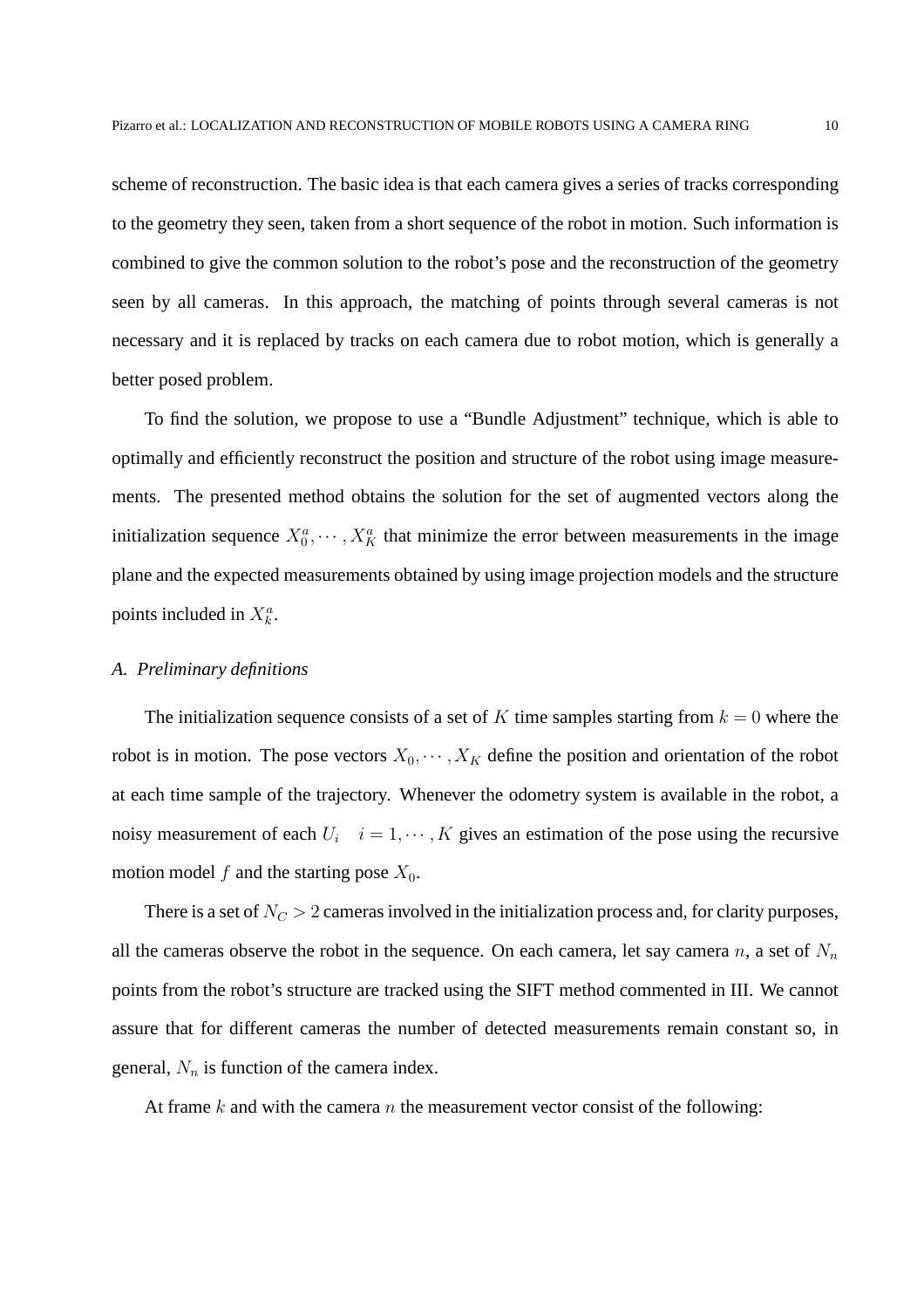scheme of reconstruction. The basic idea is that each camera gives a series of tracks corresponding to the geometry they seen, taken from a short sequence of the robot in motion. Such information is combined to give the common solution to the robot's pose and the reconstruction of the geometry seen by all cameras. In this approach, the matching of points through several cameras is not necessary and it is replaced by tracks on each camera due to robot motion, which is generally a better posed problem.

To find the solution, we propose to use a "Bundle Adjustment" technique, which is able to optimally and efficiently reconstruct the position and structure of the robot using image measurements. The presented method obtains the solution for the set of augmented vectors along the initialization sequence $X_0^a, \cdots, X_K^a$ that minimize the error between measurements in the image plane and the expected measurements obtained by using image projection models and the structure points included in $X_k^a$.

### *A. Preliminary definitions*

The initialization sequence consists of a set of $K$ time samples starting from $k = 0$ where the robot is in motion. The pose vectors $X_0, \cdots, X_K$ define the position and orientation of the robot at each time sample of the trajectory. Whenever the odometry system is available in the robot, a noisy measurement of each $U_i \quad i = 1, \cdots, K$ gives an estimation of the pose using the recursive motion model $f$ and the starting pose $X_0$.

There is a set of $N_C > 2$ cameras involved in the initialization process and, for clarity purposes, all the cameras observe the robot in the sequence. On each camera, let say camera $n$, a set of $N_n$ points from the robot's structure are tracked using the SIFT method commented in III. We cannot assure that for different cameras the number of detected measurements remain constant so, in general, $N_n$ is function of the camera index.

At frame $k$ and with the camera $n$ the measurement vector consist of the following: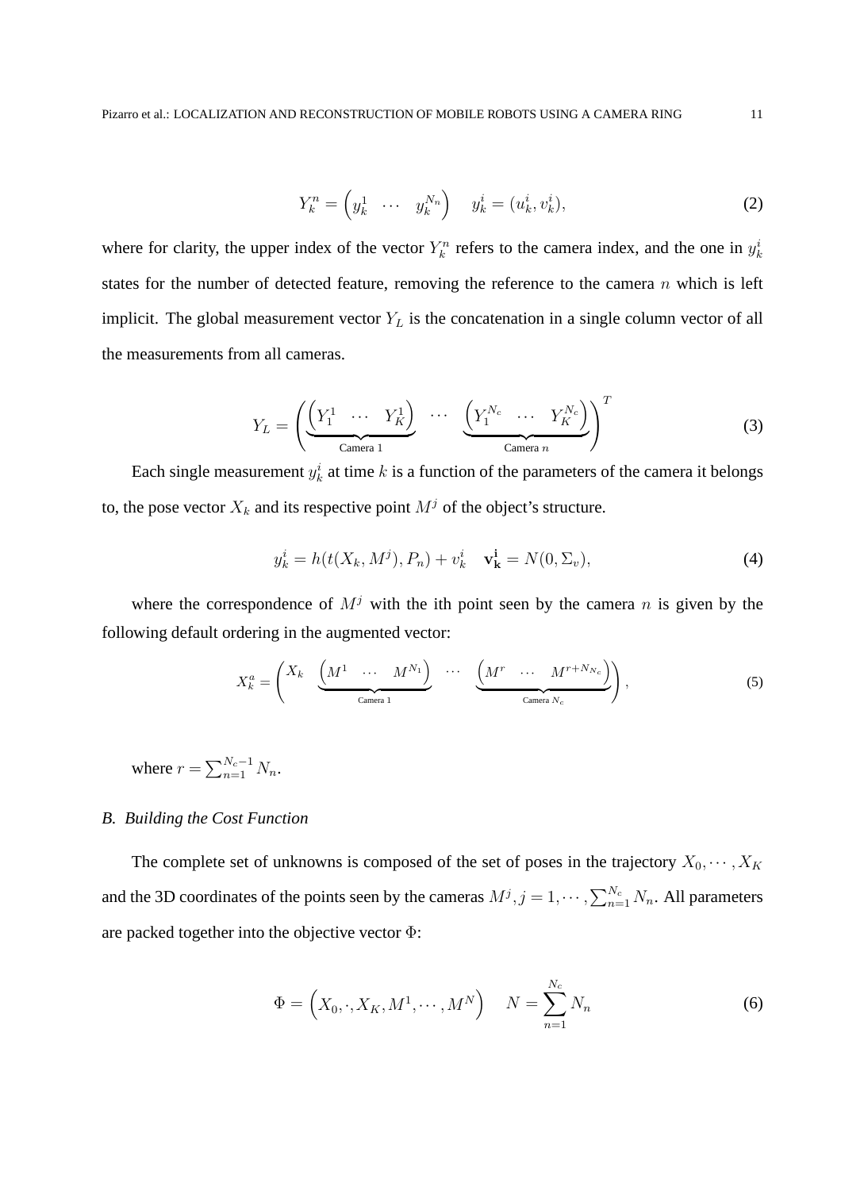$$Y_k^n = \begin{pmatrix} y_k^1 & \cdots & y_k^{N_n} \end{pmatrix} \quad y_k^i = (u_k^i, v_k^i), \tag{2}$$

where for clarity, the upper index of the vector $Y_k^n$ refers to the camera index, and the one in $y_k^i$ states for the number of detected feature, removing the reference to the camera $n$ which is left implicit. The global measurement vector $Y_L$ is the concatenation in a single column vector of all the measurements from all cameras.

$$Y_L = \Bigg( \underbrace{\begin{pmatrix} Y_1^1 & \cdots & Y_K^1 \end{pmatrix}}_{\text{Camera 1}} \quad \cdots \quad \underbrace{\begin{pmatrix} Y_1^{N_c} & \cdots & Y_K^{N_c} \end{pmatrix}}_{\text{Camera } n} \Bigg)^T \tag{3}$$

Each single measurement $y_k^i$ at time $k$ is a function of the parameters of the camera it belongs to, the pose vector $X_k$ and its respective point $M^j$ of the object's structure.

$$y_k^i = h(t(X_k, M^j), P_n) + v_k^i \quad \mathbf{v_k^i} = N(0, \Sigma_v), \tag{4}$$

where the correspondence of $M^j$ with the ith point seen by the camera $n$ is given by the following default ordering in the augmented vector:

$$X_k^a = \Bigg( X_k \quad \underbrace{\begin{pmatrix} M^1 & \cdots & M^{N_1} \end{pmatrix}}_{\text{Camera 1}} \quad \cdots \quad \underbrace{\begin{pmatrix} M^r & \cdots & M^{r+N_{N_c}} \end{pmatrix}}_{\text{Camera } N_c} \Bigg), \tag{5}$$

where $r = \sum_{n=1}^{N_c - 1} N_n$.

### B. Building the Cost Function

The complete set of unknowns is composed of the set of poses in the trajectory $X_0, \cdots, X_K$ and the 3D coordinates of the points seen by the cameras $M^j, j = 1, \cdots, \sum_{n=1}^{N_c} N_n$. All parameters are packed together into the objective vector $\Phi$:

$$\Phi = \left( X_0, \cdot, X_K, M^1, \cdots, M^N \right) \quad N = \sum_{n=1}^{N_c} N_n \tag{6}$$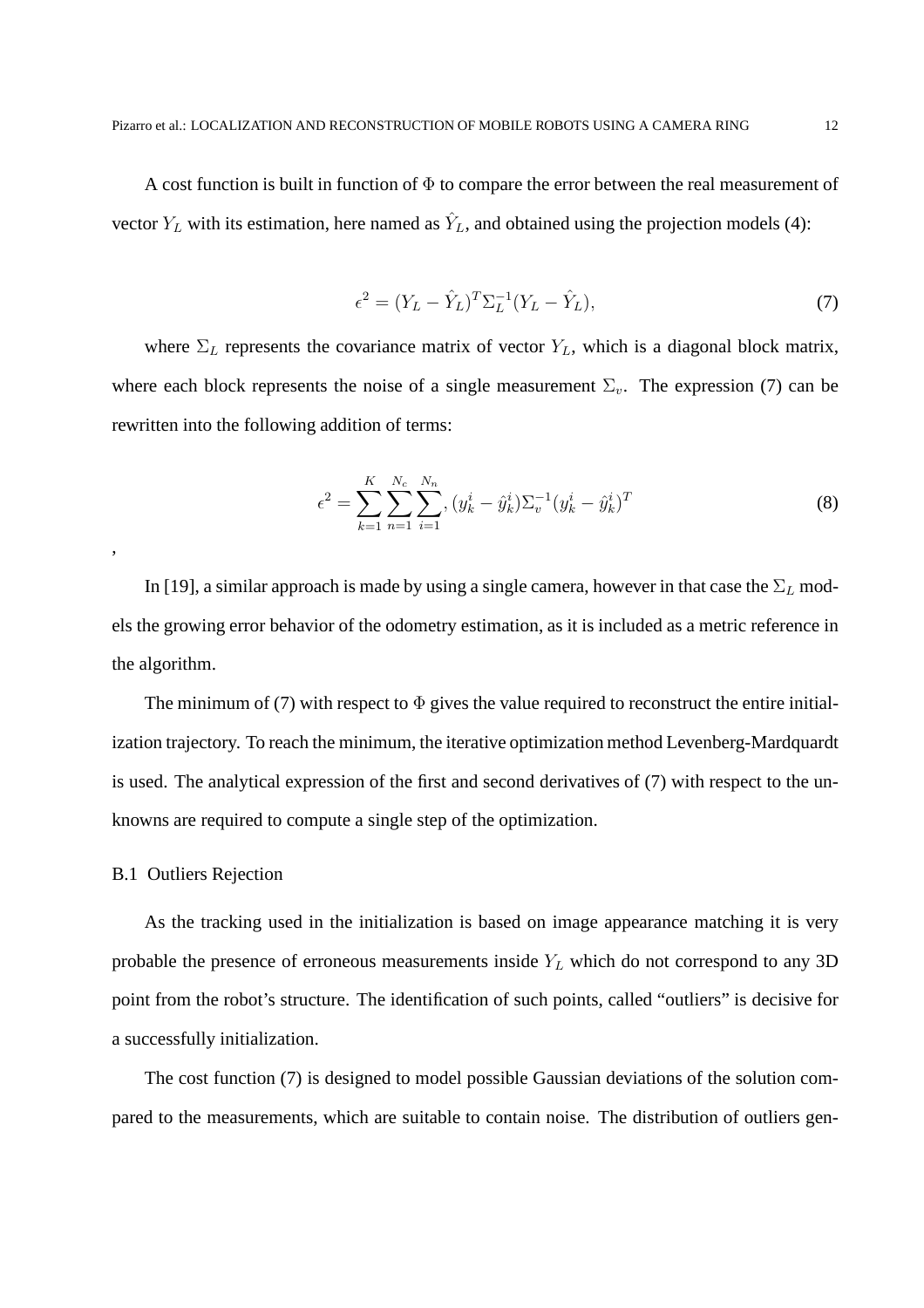A cost function is built in function of $\Phi$ to compare the error between the real measurement of vector $Y_L$ with its estimation, here named as $\hat{Y}_L$, and obtained using the projection models (4):

$$\epsilon^2 = (Y_L - \hat{Y}_L)^T \Sigma_L^{-1} (Y_L - \hat{Y}_L), \tag{7}$$

where $\Sigma_L$ represents the covariance matrix of vector $Y_L$, which is a diagonal block matrix, where each block represents the noise of a single measurement $\Sigma_v$. The expression (7) can be rewritten into the following addition of terms:

$$\epsilon^2 = \sum_{k=1}^{K} \sum_{n=1}^{N_c} \sum_{i=1}^{N_n}, (y_k^i - \hat{y}_k^i) \Sigma_v^{-1} (y_k^i - \hat{y}_k^i)^T \tag{8}$$

,

In [19], a similar approach is made by using a single camera, however in that case the $\Sigma_L$ models the growing error behavior of the odometry estimation, as it is included as a metric reference in the algorithm.

The minimum of (7) with respect to $\Phi$ gives the value required to reconstruct the entire initialization trajectory. To reach the minimum, the iterative optimization method Levenberg-Mardquardt is used. The analytical expression of the first and second derivatives of (7) with respect to the unknowns are required to compute a single step of the optimization.

### B.1 Outliers Rejection

As the tracking used in the initialization is based on image appearance matching it is very probable the presence of erroneous measurements inside $Y_L$ which do not correspond to any 3D point from the robot's structure. The identification of such points, called "outliers" is decisive for a successfully initialization.

The cost function (7) is designed to model possible Gaussian deviations of the solution compared to the measurements, which are suitable to contain noise. The distribution of outliers gen-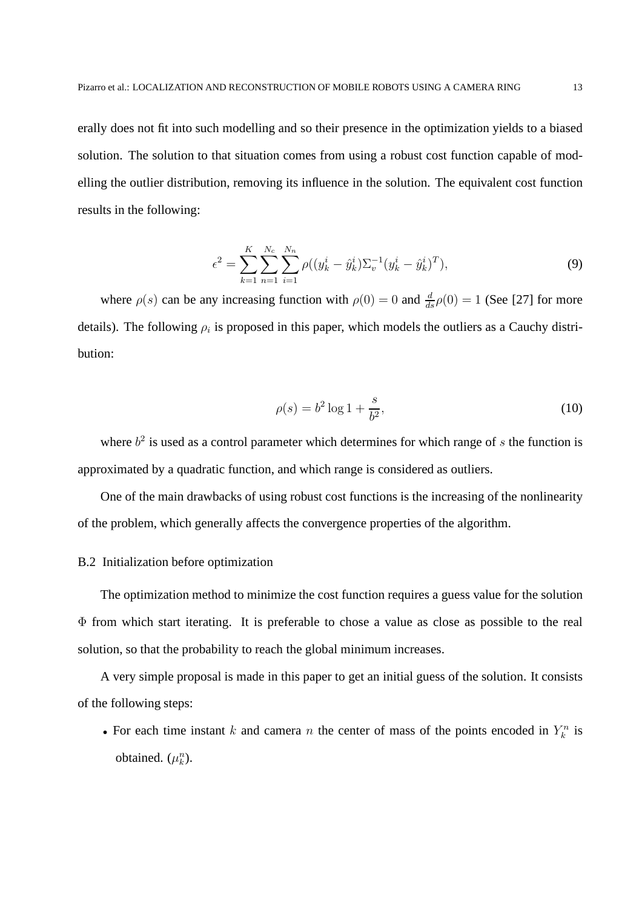erally does not fit into such modelling and so their presence in the optimization yields to a biased solution. The solution to that situation comes from using a robust cost function capable of modelling the outlier distribution, removing its influence in the solution. The equivalent cost function results in the following:

$$\epsilon^2 = \sum_{k=1}^{K} \sum_{n=1}^{N_c} \sum_{i=1}^{N_n} \rho((y_k^i - \hat{y}_k^i)\Sigma_v^{-1}(y_k^i - \hat{y}_k^i)^T), \tag{9}$$

where $\rho(s)$ can be any increasing function with $\rho(0) = 0$ and $\frac{d}{ds}\rho(0) = 1$ (See [27] for more details). The following $\rho_i$ is proposed in this paper, which models the outliers as a Cauchy distribution:

$$\rho(s) = b^2 \log 1 + \frac{s}{b^2}, \tag{10}$$

where $b^2$ is used as a control parameter which determines for which range of $s$ the function is approximated by a quadratic function, and which range is considered as outliers.

One of the main drawbacks of using robust cost functions is the increasing of the nonlinearity of the problem, which generally affects the convergence properties of the algorithm.

### B.2 Initialization before optimization

The optimization method to minimize the cost function requires a guess value for the solution $\Phi$ from which start iterating. It is preferable to chose a value as close as possible to the real solution, so that the probability to reach the global minimum increases.

A very simple proposal is made in this paper to get an initial guess of the solution. It consists of the following steps:

- For each time instant $k$ and camera $n$ the center of mass of the points encoded in $Y_k^n$ is obtained. ($\mu_k^n$).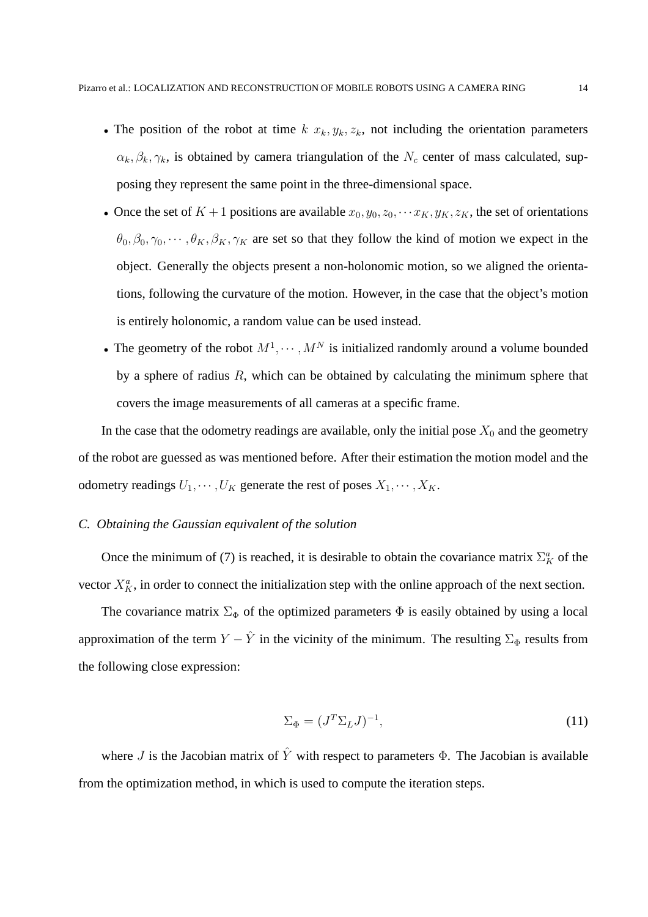- The position of the robot at time $k$ $x_k, y_k, z_k$, not including the orientation parameters $\alpha_k, \beta_k, \gamma_k$, is obtained by camera triangulation of the $N_c$ center of mass calculated, supposing they represent the same point in the three-dimensional space.
- Once the set of $K+1$ positions are available $x_0, y_0, z_0, \cdots x_K, y_K, z_K$, the set of orientations $\theta_0, \beta_0, \gamma_0, \cdots, \theta_K, \beta_K, \gamma_K$ are set so that they follow the kind of motion we expect in the object. Generally the objects present a non-holonomic motion, so we aligned the orientations, following the curvature of the motion. However, in the case that the object's motion is entirely holonomic, a random value can be used instead.
- The geometry of the robot $M^1, \cdots, M^N$ is initialized randomly around a volume bounded by a sphere of radius $R$, which can be obtained by calculating the minimum sphere that covers the image measurements of all cameras at a specific frame.

In the case that the odometry readings are available, only the initial pose $X_0$ and the geometry of the robot are guessed as was mentioned before. After their estimation the motion model and the odometry readings $U_1, \cdots, U_K$ generate the rest of poses $X_1, \cdots, X_K$.

### *C. Obtaining the Gaussian equivalent of the solution*

Once the minimum of (7) is reached, it is desirable to obtain the covariance matrix $\Sigma_K^a$ of the vector $X_K^a$, in order to connect the initialization step with the online approach of the next section.

The covariance matrix $\Sigma_\Phi$ of the optimized parameters $\Phi$ is easily obtained by using a local approximation of the term $Y - \hat{Y}$ in the vicinity of the minimum. The resulting $\Sigma_\Phi$ results from the following close expression:

$$\Sigma_\Phi = (J^T \Sigma_L J)^{-1}, \tag{11}$$

where $J$ is the Jacobian matrix of $\hat{Y}$ with respect to parameters $\Phi$. The Jacobian is available from the optimization method, in which is used to compute the iteration steps.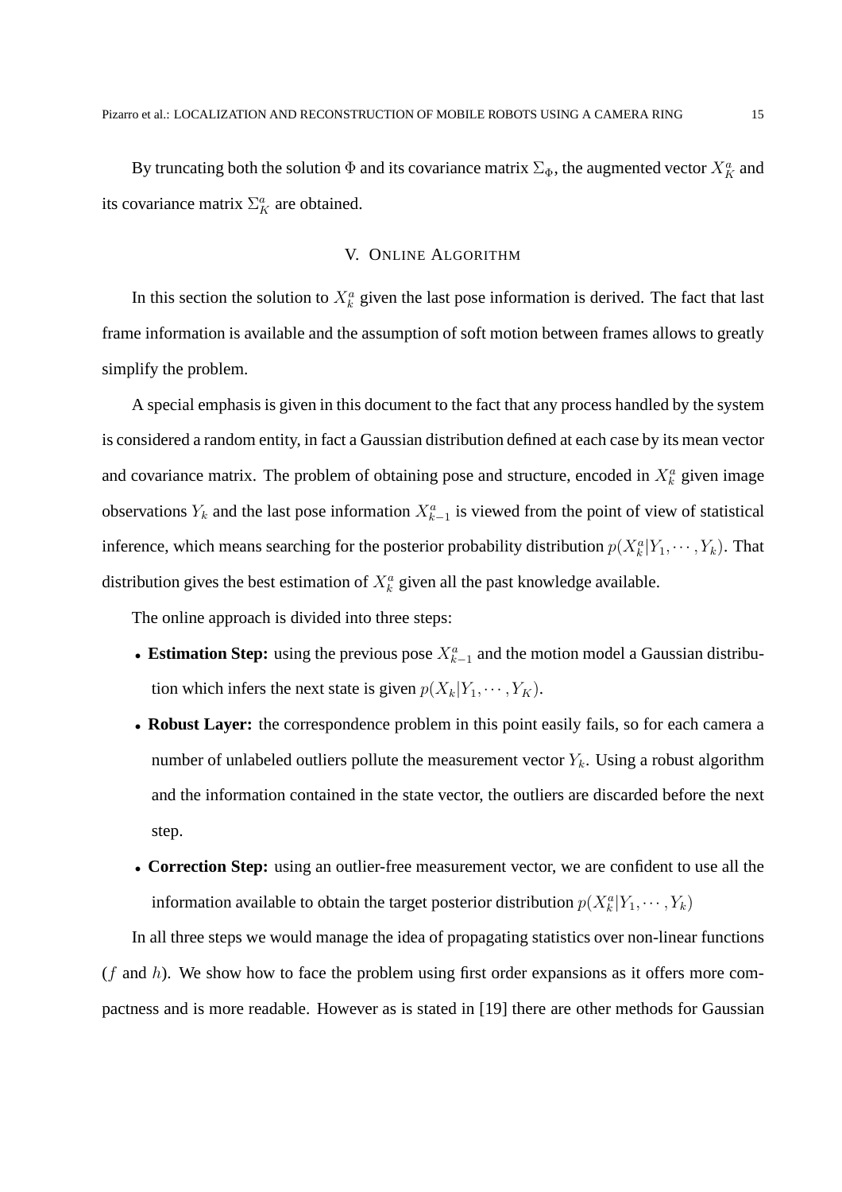By truncating both the solution $\Phi$ and its covariance matrix $\Sigma_{\Phi}$, the augmented vector $X_K^a$ and its covariance matrix $\Sigma_K^a$ are obtained.

## V. Online Algorithm

In this section the solution to $X_k^a$ given the last pose information is derived. The fact that last frame information is available and the assumption of soft motion between frames allows to greatly simplify the problem.

A special emphasis is given in this document to the fact that any process handled by the system is considered a random entity, in fact a Gaussian distribution defined at each case by its mean vector and covariance matrix. The problem of obtaining pose and structure, encoded in $X_k^a$ given image observations $Y_k$ and the last pose information $X_{k-1}^a$ is viewed from the point of view of statistical inference, which means searching for the posterior probability distribution $p(X_k^a|Y_1, \cdots, Y_k)$. That distribution gives the best estimation of $X_k^a$ given all the past knowledge available.

The online approach is divided into three steps:

- **Estimation Step:** using the previous pose $X_{k-1}^a$ and the motion model a Gaussian distribution which infers the next state is given $p(X_k|Y_1, \cdots, Y_K)$.
- **Robust Layer:** the correspondence problem in this point easily fails, so for each camera a number of unlabeled outliers pollute the measurement vector $Y_k$. Using a robust algorithm and the information contained in the state vector, the outliers are discarded before the next step.
- **Correction Step:** using an outlier-free measurement vector, we are confident to use all the information available to obtain the target posterior distribution $p(X_k^a|Y_1, \cdots, Y_k)$

In all three steps we would manage the idea of propagating statistics over non-linear functions ($f$ and $h$). We show how to face the problem using first order expansions as it offers more compactness and is more readable. However as is stated in [19] there are other methods for Gaussian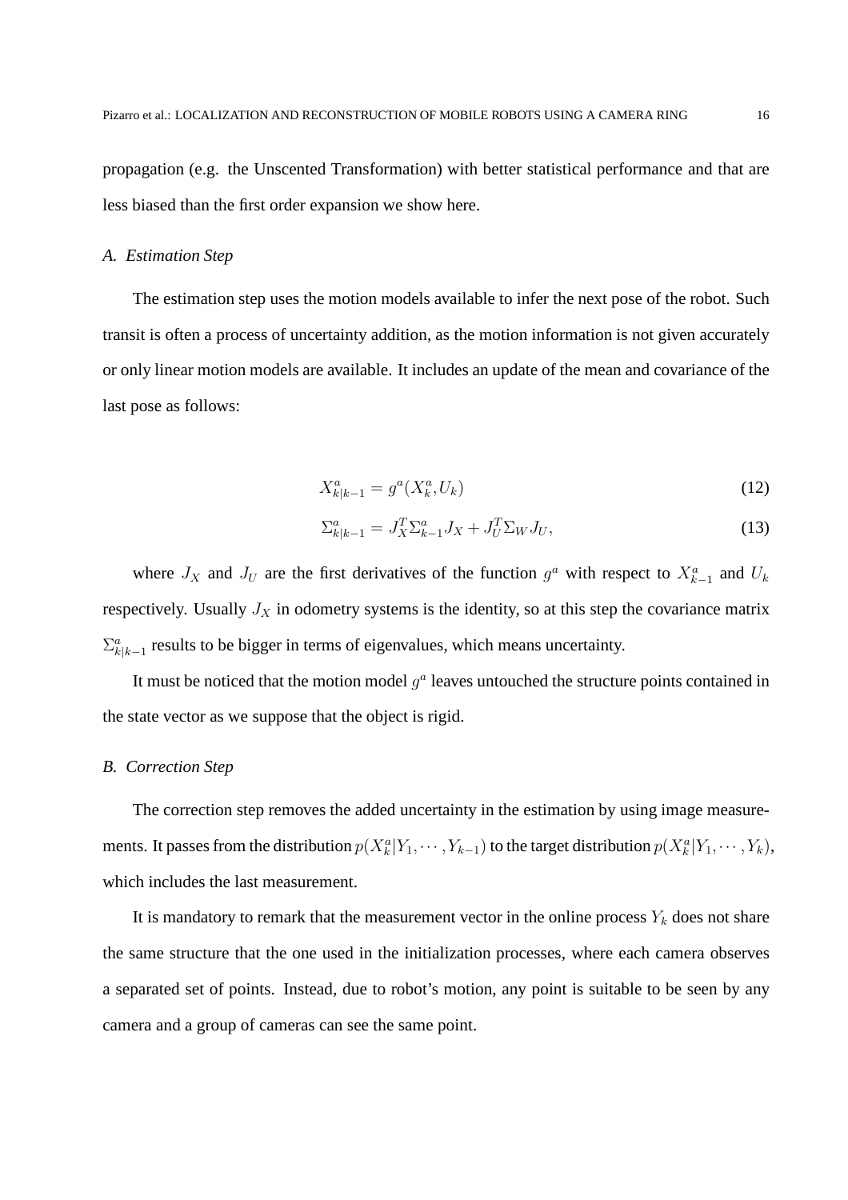propagation (e.g. the Unscented Transformation) with better statistical performance and that are less biased than the first order expansion we show here.

### A. Estimation Step

The estimation step uses the motion models available to infer the next pose of the robot. Such transit is often a process of uncertainty addition, as the motion information is not given accurately or only linear motion models are available. It includes an update of the mean and covariance of the last pose as follows:

$$X^a_{k|k-1} = g^a(X^a_k, U_k) \tag{12}$$

$$\Sigma^a_{k|k-1} = J_X^T \Sigma^a_{k-1} J_X + J_U^T \Sigma_W J_U, \tag{13}$$

where $J_X$ and $J_U$ are the first derivatives of the function $g^a$ with respect to $X^a_{k-1}$ and $U_k$ respectively. Usually $J_X$ in odometry systems is the identity, so at this step the covariance matrix $\Sigma^a_{k|k-1}$ results to be bigger in terms of eigenvalues, which means uncertainty.

It must be noticed that the motion model $g^a$ leaves untouched the structure points contained in the state vector as we suppose that the object is rigid.

### B. Correction Step

The correction step removes the added uncertainty in the estimation by using image measurements. It passes from the distribution $p(X^a_k|Y_1, \cdots, Y_{k-1})$ to the target distribution $p(X^a_k|Y_1, \cdots, Y_k)$, which includes the last measurement.

It is mandatory to remark that the measurement vector in the online process $Y_k$ does not share the same structure that the one used in the initialization processes, where each camera observes a separated set of points. Instead, due to robot's motion, any point is suitable to be seen by any camera and a group of cameras can see the same point.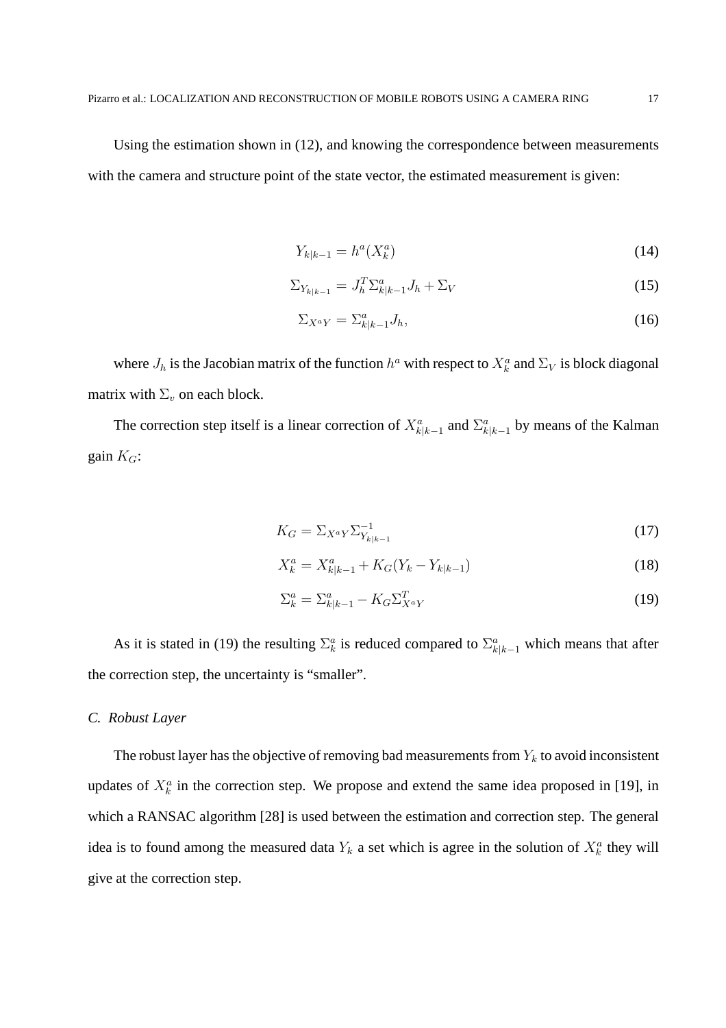Using the estimation shown in (12), and knowing the correspondence between measurements with the camera and structure point of the state vector, the estimated measurement is given:

$$Y_{k|k-1} = h^a(X_k^a) \tag{14}$$

$$\Sigma_{Y_{k|k-1}} = J_h^T \Sigma_{k|k-1}^a J_h + \Sigma_V \tag{15}$$

$$\Sigma_{X^a Y} = \Sigma_{k|k-1}^a J_h, \tag{16}$$

where $J_h$ is the Jacobian matrix of the function $h^a$ with respect to $X_k^a$ and $\Sigma_V$ is block diagonal matrix with $\Sigma_v$ on each block.

The correction step itself is a linear correction of $X_{k|k-1}^a$ and $\Sigma_{k|k-1}^a$ by means of the Kalman gain $K_G$:

$$K_G = \Sigma_{X^a Y} \Sigma_{Y_{k|k-1}}^{-1} \tag{17}$$

$$X_k^a = X_{k|k-1}^a + K_G(Y_k - Y_{k|k-1}) \tag{18}$$

$$\Sigma_k^a = \Sigma_{k|k-1}^a - K_G \Sigma_{X^a Y}^T \tag{19}$$

As it is stated in (19) the resulting $\Sigma_k^a$ is reduced compared to $\Sigma_{k|k-1}^a$ which means that after the correction step, the uncertainty is "smaller".

### *C. Robust Layer*

The robust layer has the objective of removing bad measurements from $Y_k$ to avoid inconsistent updates of $X_k^a$ in the correction step. We propose and extend the same idea proposed in [19], in which a RANSAC algorithm [28] is used between the estimation and correction step. The general idea is to found among the measured data $Y_k$ a set which is agree in the solution of $X_k^a$ they will give at the correction step.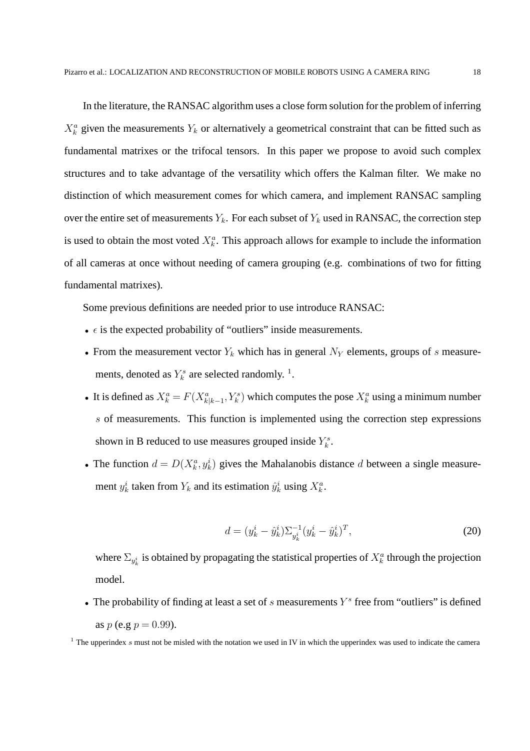In the literature, the RANSAC algorithm uses a close form solution for the problem of inferring $X_k^a$ given the measurements $Y_k$ or alternatively a geometrical constraint that can be fitted such as fundamental matrixes or the trifocal tensors. In this paper we propose to avoid such complex structures and to take advantage of the versatility which offers the Kalman filter. We make no distinction of which measurement comes for which camera, and implement RANSAC sampling over the entire set of measurements $Y_k$. For each subset of $Y_k$ used in RANSAC, the correction step is used to obtain the most voted $X_k^a$. This approach allows for example to include the information of all cameras at once without needing of camera grouping (e.g. combinations of two for fitting fundamental matrixes).

Some previous definitions are needed prior to use introduce RANSAC:

- $\epsilon$ is the expected probability of "outliers" inside measurements.
- From the measurement vector $Y_k$ which has in general $N_Y$ elements, groups of $s$ measurements, denoted as $Y_k^s$ are selected randomly. [1].
- It is defined as $X_k^a = F(X_{k|k-1}^a, Y_k^s)$ which computes the pose $X_k^a$ using a minimum number $s$ of measurements. This function is implemented using the correction step expressions shown in B reduced to use measures grouped inside $Y_k^s$.
- The function $d = D(X_k^a, y_k^i)$ gives the Mahalanobis distance $d$ between a single measurement $y_k^i$ taken from $Y_k$ and its estimation $\hat{y}_k^i$ using $X_k^a$.

$$d = (y_k^i - \hat{y}_k^i)\Sigma_{y_k^i}^{-1}(y_k^i - \hat{y}_k^i)^T, \tag{20}$$

  where $\Sigma_{y_k^i}$ is obtained by propagating the statistical properties of $X_k^a$ through the projection model.
- The probability of finding at least a set of $s$ measurements $Y^s$ free from "outliers" is defined as $p$ (e.g $p = 0.99$).

[1] The upperindex $s$ must not be misled with the notation we used in IV in which the upperindex was used to indicate the camera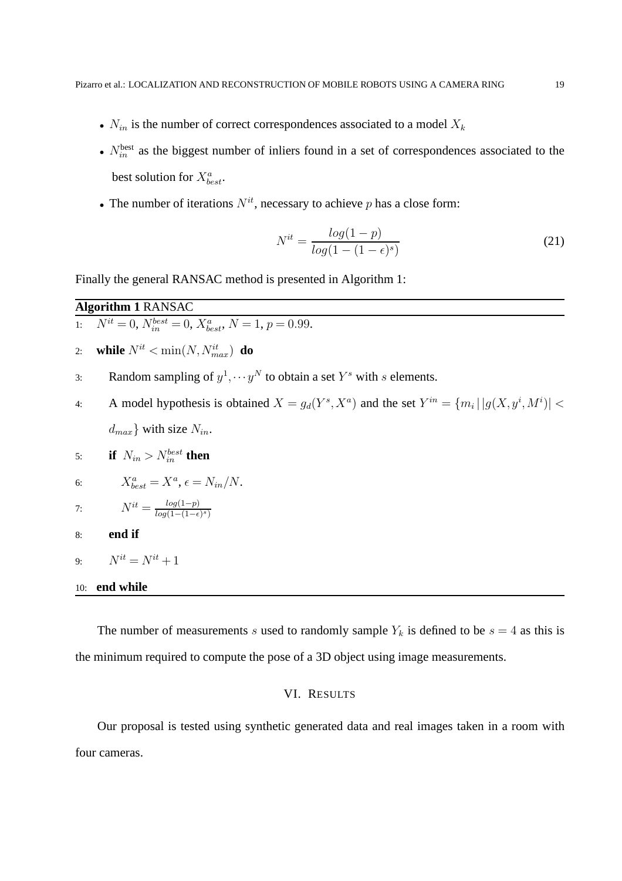- $N_{in}$ is the number of correct correspondences associated to a model $X_k$
- $N_{in}^{\text{best}}$ as the biggest number of inliers found in a set of correspondences associated to the best solution for $X_{best}^a$.
- The number of iterations $N^{it}$, necessary to achieve $p$ has a close form:

$$N^{it} = \frac{log(1-p)}{log(1-(1-\epsilon)^s)} \tag{21}$$

Finally the general RANSAC method is presented in Algorithm 1:

**Algorithm 1** RANSAC

1: $N^{it} = 0$, $N_{in}^{best} = 0$, $X_{best}^a$, $N = 1$, $p = 0.99$.

2: **while** $N^{it} < \min(N, N_{max}^{it})$ **do**

3: Random sampling of $y^1, \cdots y^N$ to obtain a set $Y^s$ with $s$ elements.

4: A model hypothesis is obtained $X = g_d(Y^s, X^a)$ and the set $Y^{in} = \{m_i \,|\, |g(X, y^i, M^i)| < d_{max}\}$ with size $N_{in}$.

5: **if** $N_{in} > N_{in}^{best}$ **then**

6: $X_{best}^a = X^a$, $\epsilon = N_{in}/N$.

7: $N^{it} = \frac{log(1-p)}{log(1-(1-\epsilon)^s)}$

8: **end if**

9: $N^{it} = N^{it} + 1$

10: **end while**

The number of measurements $s$ used to randomly sample $Y_k$ is defined to be $s = 4$ as this is the minimum required to compute the pose of a 3D object using image measurements.

## VI. Results

Our proposal is tested using synthetic generated data and real images taken in a room with four cameras.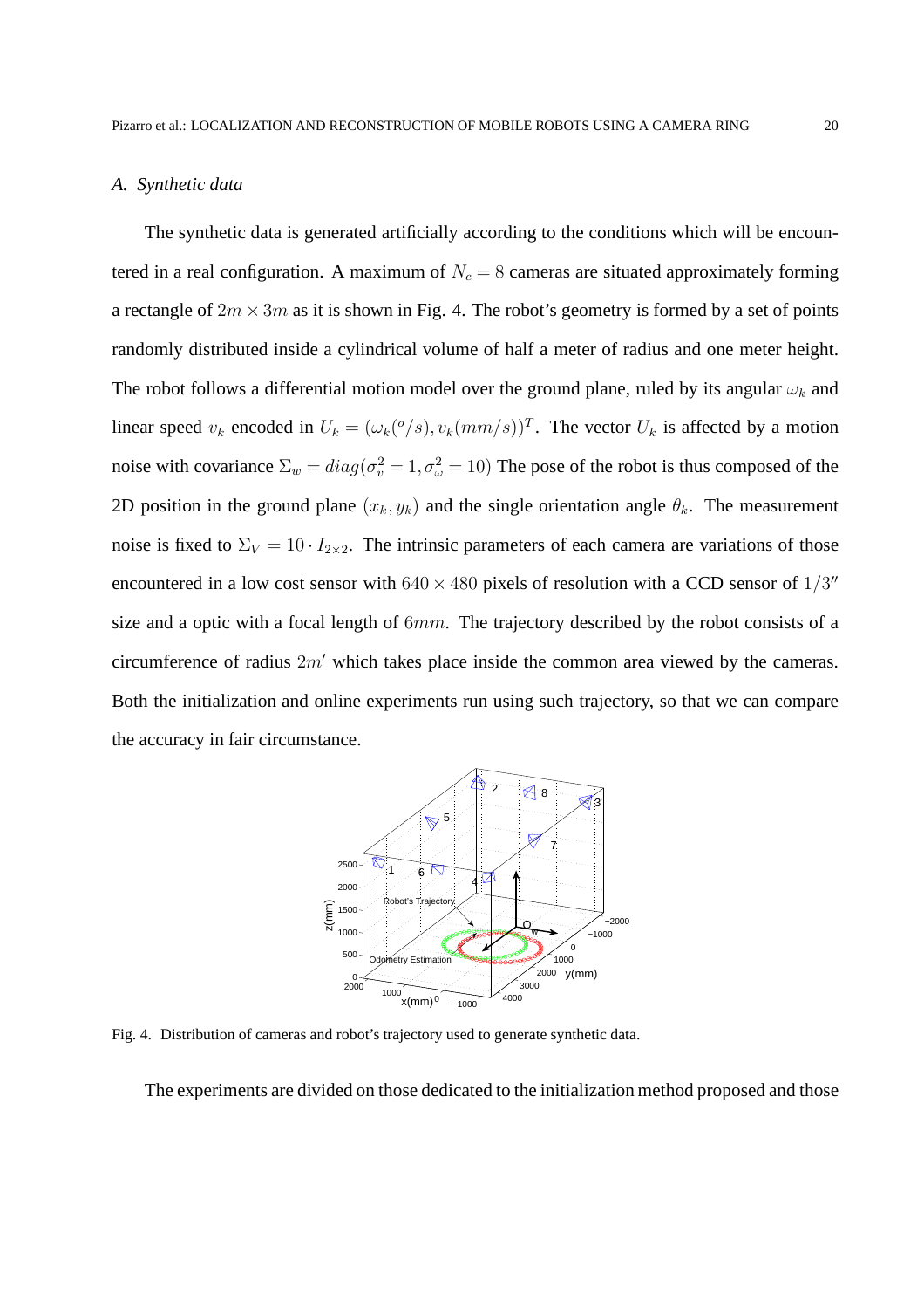### A. Synthetic data

The synthetic data is generated artificially according to the conditions which will be encountered in a real configuration. A maximum of $N_c = 8$ cameras are situated approximately forming a rectangle of $2m \times 3m$ as it is shown in Fig. 4. The robot's geometry is formed by a set of points randomly distributed inside a cylindrical volume of half a meter of radius and one meter height. The robot follows a differential motion model over the ground plane, ruled by its angular $\omega_k$ and linear speed $v_k$ encoded in $U_k = (\omega_k(^o/s), v_k(mm/s))^T$. The vector $U_k$ is affected by a motion noise with covariance $\Sigma_w = diag(\sigma_v^2 = 1, \sigma_\omega^2 = 10)$ The pose of the robot is thus composed of the 2D position in the ground plane $(x_k, y_k)$ and the single orientation angle $\theta_k$. The measurement noise is fixed to $\Sigma_V = 10 \cdot I_{2\times2}$. The intrinsic parameters of each camera are variations of those encountered in a low cost sensor with $640 \times 480$ pixels of resolution with a CCD sensor of $1/3''$ size and a optic with a focal length of $6mm$. The trajectory described by the robot consists of a circumference of radius $2m'$ which takes place inside the common area viewed by the cameras. Both the initialization and online experiments run using such trajectory, so that we can compare the accuracy in fair circumstance.

Fig. 4. Distribution of cameras and robot's trajectory used to generate synthetic data.

The experiments are divided on those dedicated to the initialization method proposed and those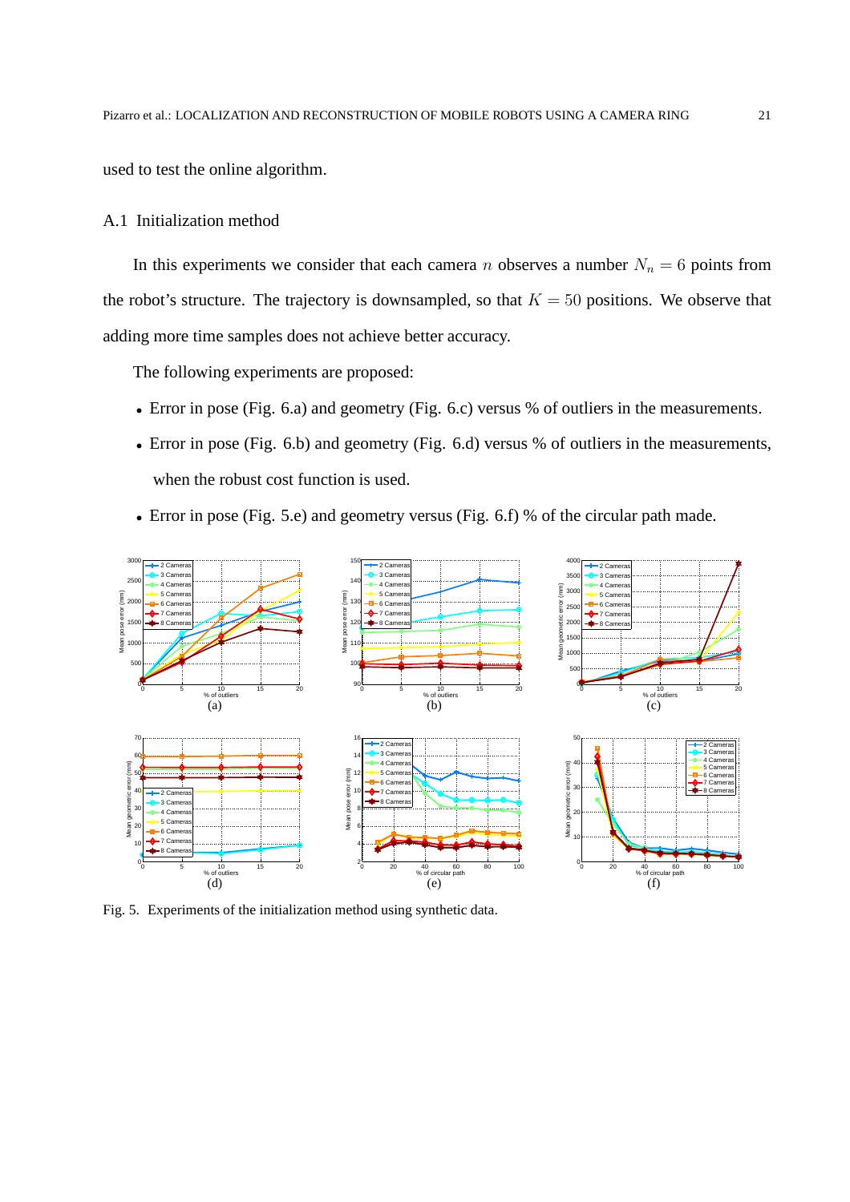used to test the online algorithm.

## A.1 Initialization method

In this experiments we consider that each camera $n$ observes a number $N_n = 6$ points from the robot's structure. The trajectory is downsampled, so that $K = 50$ positions. We observe that adding more time samples does not achieve better accuracy.

The following experiments are proposed:

- Error in pose (Fig. 6.a) and geometry (Fig. 6.c) versus % of outliers in the measurements.
- Error in pose (Fig. 6.b) and geometry (Fig. 6.d) versus % of outliers in the measurements, when the robust cost function is used.
- Error in pose (Fig. 5.e) and geometry versus (Fig. 6.f) % of the circular path made.

Fig. 5. Experiments of the initialization method using synthetic data.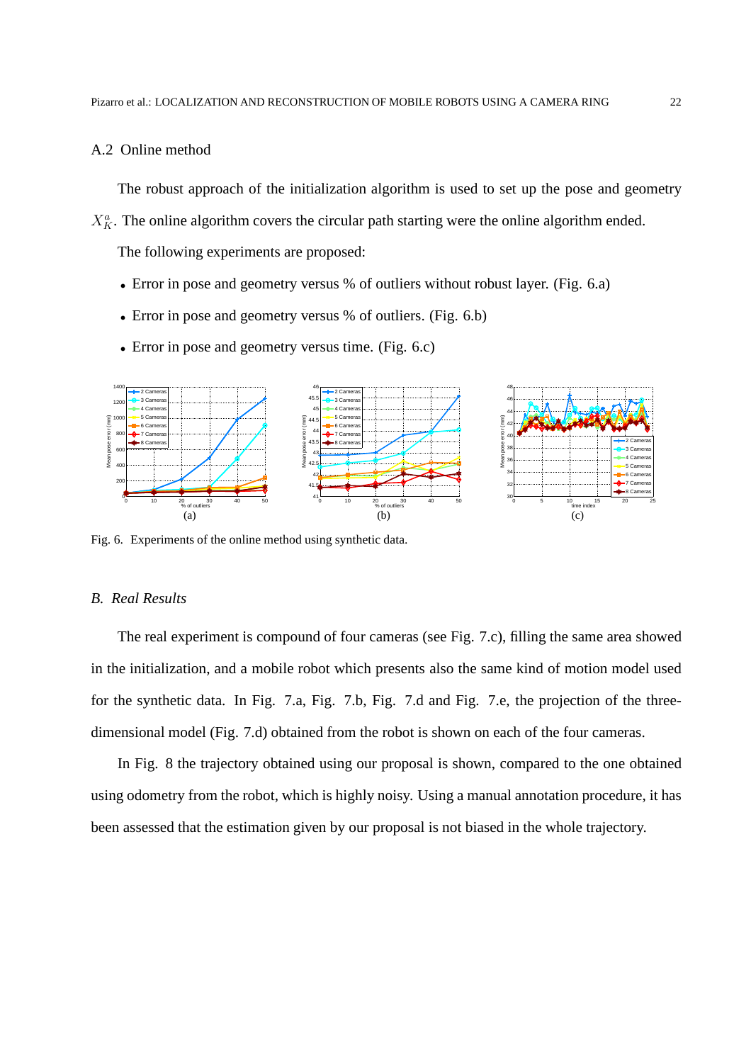### A.2 Online method

The robust approach of the initialization algorithm is used to set up the pose and geometry $X_K^a$. The online algorithm covers the circular path starting were the online algorithm ended.

The following experiments are proposed:

- Error in pose and geometry versus % of outliers without robust layer. (Fig. 6.a)
- Error in pose and geometry versus % of outliers. (Fig. 6.b)
- Error in pose and geometry versus time. (Fig. 6.c)

Fig. 6. Experiments of the online method using synthetic data.

## *B. Real Results*

The real experiment is compound of four cameras (see Fig. 7.c), filling the same area showed in the initialization, and a mobile robot which presents also the same kind of motion model used for the synthetic data. In Fig. 7.a, Fig. 7.b, Fig. 7.d and Fig. 7.e, the projection of the three-dimensional model (Fig. 7.d) obtained from the robot is shown on each of the four cameras.

In Fig. 8 the trajectory obtained using our proposal is shown, compared to the one obtained using odometry from the robot, which is highly noisy. Using a manual annotation procedure, it has been assessed that the estimation given by our proposal is not biased in the whole trajectory.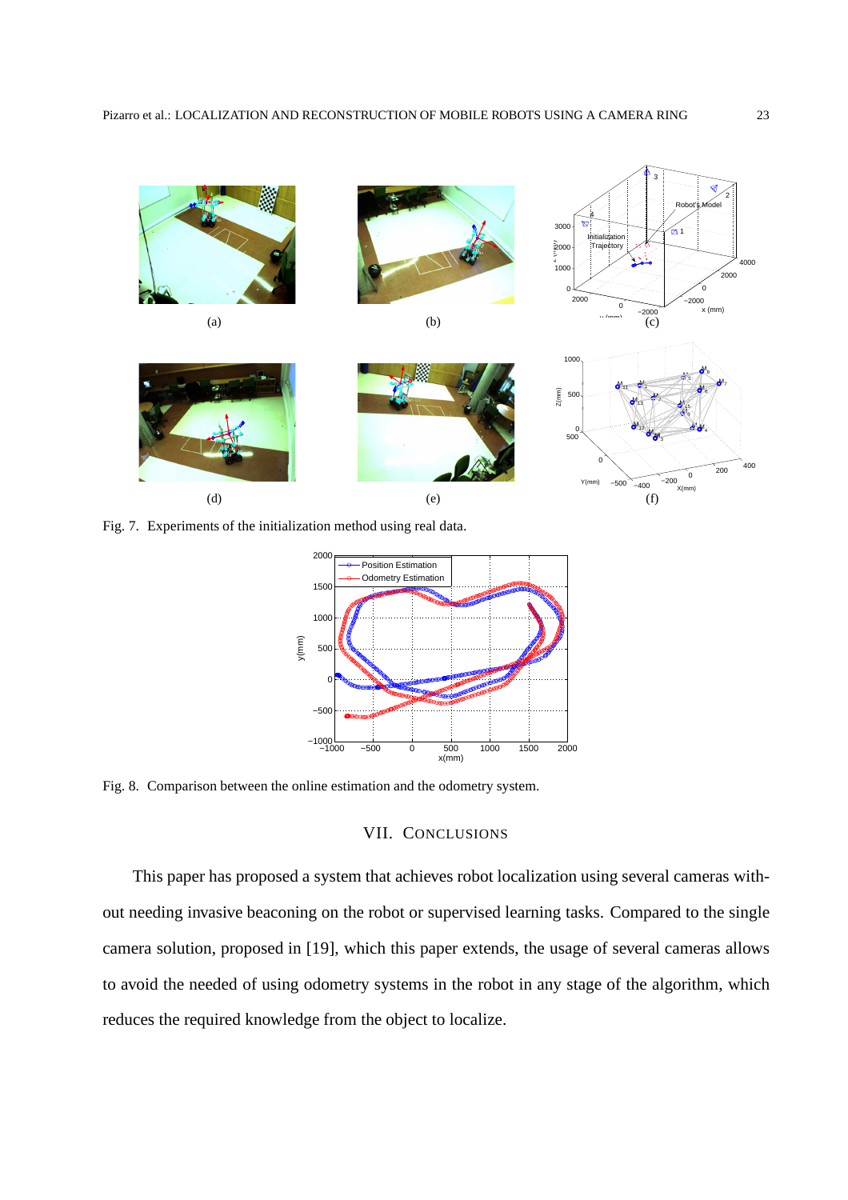Fig. 7. Experiments of the initialization method using real data.

Fig. 8. Comparison between the online estimation and the odometry system.

## VII. Conclusions

This paper has proposed a system that achieves robot localization using several cameras without needing invasive beaconing on the robot or supervised learning tasks. Compared to the single camera solution, proposed in [19], which this paper extends, the usage of several cameras allows to avoid the needed of using odometry systems in the robot in any stage of the algorithm, which reduces the required knowledge from the object to localize.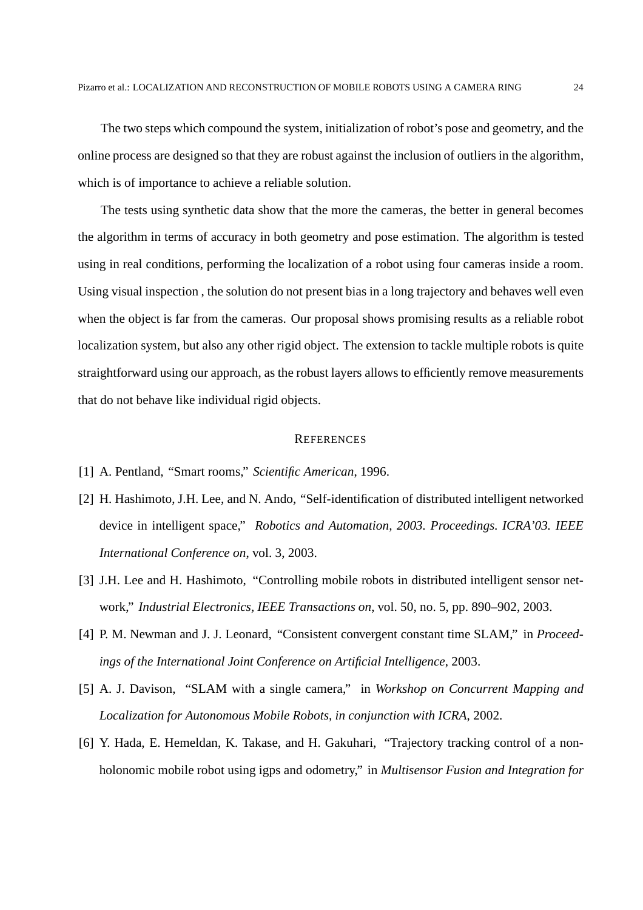The two steps which compound the system, initialization of robot's pose and geometry, and the online process are designed so that they are robust against the inclusion of outliers in the algorithm, which is of importance to achieve a reliable solution.

The tests using synthetic data show that the more the cameras, the better in general becomes the algorithm in terms of accuracy in both geometry and pose estimation. The algorithm is tested using in real conditions, performing the localization of a robot using four cameras inside a room. Using visual inspection , the solution do not present bias in a long trajectory and behaves well even when the object is far from the cameras. Our proposal shows promising results as a reliable robot localization system, but also any other rigid object. The extension to tackle multiple robots is quite straightforward using our approach, as the robust layers allows to efficiently remove measurements that do not behave like individual rigid objects.

## REFERENCES

[1] A. Pentland, "Smart rooms," *Scientific American*, 1996.

[2] H. Hashimoto, J.H. Lee, and N. Ando, "Self-identification of distributed intelligent networked device in intelligent space," *Robotics and Automation, 2003. Proceedings. ICRA'03. IEEE International Conference on*, vol. 3, 2003.

[3] J.H. Lee and H. Hashimoto, "Controlling mobile robots in distributed intelligent sensor network," *Industrial Electronics, IEEE Transactions on*, vol. 50, no. 5, pp. 890–902, 2003.

[4] P. M. Newman and J. J. Leonard, "Consistent convergent constant time SLAM," in *Proceedings of the International Joint Conference on Artificial Intelligence*, 2003.

[5] A. J. Davison, "SLAM with a single camera," in *Workshop on Concurrent Mapping and Localization for Autonomous Mobile Robots, in conjunction with ICRA*, 2002.

[6] Y. Hada, E. Hemeldan, K. Takase, and H. Gakuhari, "Trajectory tracking control of a nonholonomic mobile robot using igps and odometry," in *Multisensor Fusion and Integration for*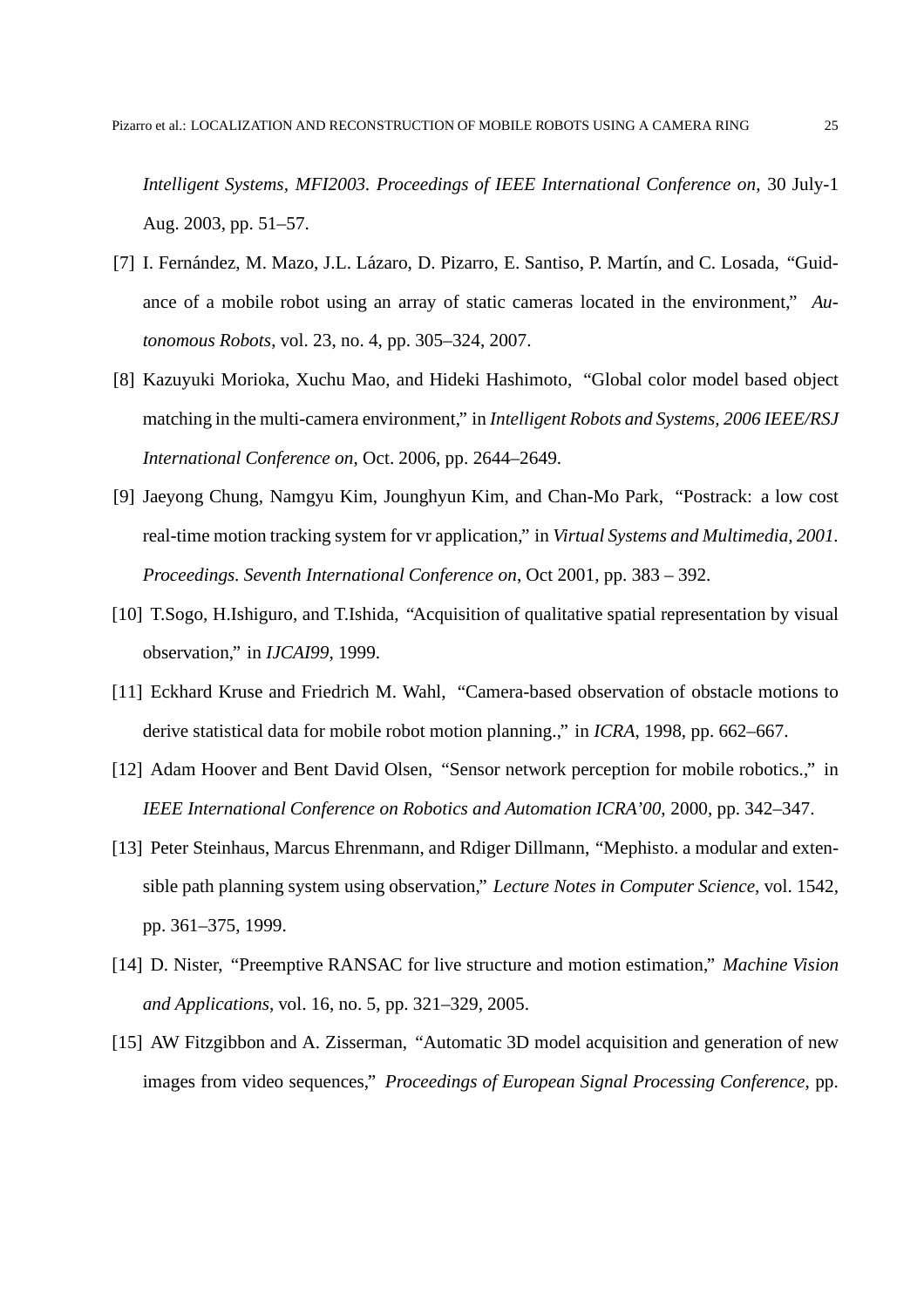*Intelligent Systems, MFI2003. Proceedings of IEEE International Conference on*, 30 July-1 Aug. 2003, pp. 51–57.

[7] I. Fernández, M. Mazo, J.L. Lázaro, D. Pizarro, E. Santiso, P. Martín, and C. Losada, "Guidance of a mobile robot using an array of static cameras located in the environment," *Autonomous Robots*, vol. 23, no. 4, pp. 305–324, 2007.

[8] Kazuyuki Morioka, Xuchu Mao, and Hideki Hashimoto, "Global color model based object matching in the multi-camera environment," in *Intelligent Robots and Systems, 2006 IEEE/RSJ International Conference on*, Oct. 2006, pp. 2644–2649.

[9] Jaeyong Chung, Namgyu Kim, Jounghyun Kim, and Chan-Mo Park, "Postrack: a low cost real-time motion tracking system for vr application," in *Virtual Systems and Multimedia, 2001. Proceedings. Seventh International Conference on*, Oct 2001, pp. 383 – 392.

[10] T.Sogo, H.Ishiguro, and T.Ishida, "Acquisition of qualitative spatial representation by visual observation," in *IJCAI99*, 1999.

[11] Eckhard Kruse and Friedrich M. Wahl, "Camera-based observation of obstacle motions to derive statistical data for mobile robot motion planning.," in *ICRA*, 1998, pp. 662–667.

[12] Adam Hoover and Bent David Olsen, "Sensor network perception for mobile robotics.," in *IEEE International Conference on Robotics and Automation ICRA'00*, 2000, pp. 342–347.

[13] Peter Steinhaus, Marcus Ehrenmann, and Rdiger Dillmann, "Mephisto. a modular and extensible path planning system using observation," *Lecture Notes in Computer Science*, vol. 1542, pp. 361–375, 1999.

[14] D. Nister, "Preemptive RANSAC for live structure and motion estimation," *Machine Vision and Applications*, vol. 16, no. 5, pp. 321–329, 2005.

[15] AW Fitzgibbon and A. Zisserman, "Automatic 3D model acquisition and generation of new images from video sequences," *Proceedings of European Signal Processing Conference*, pp.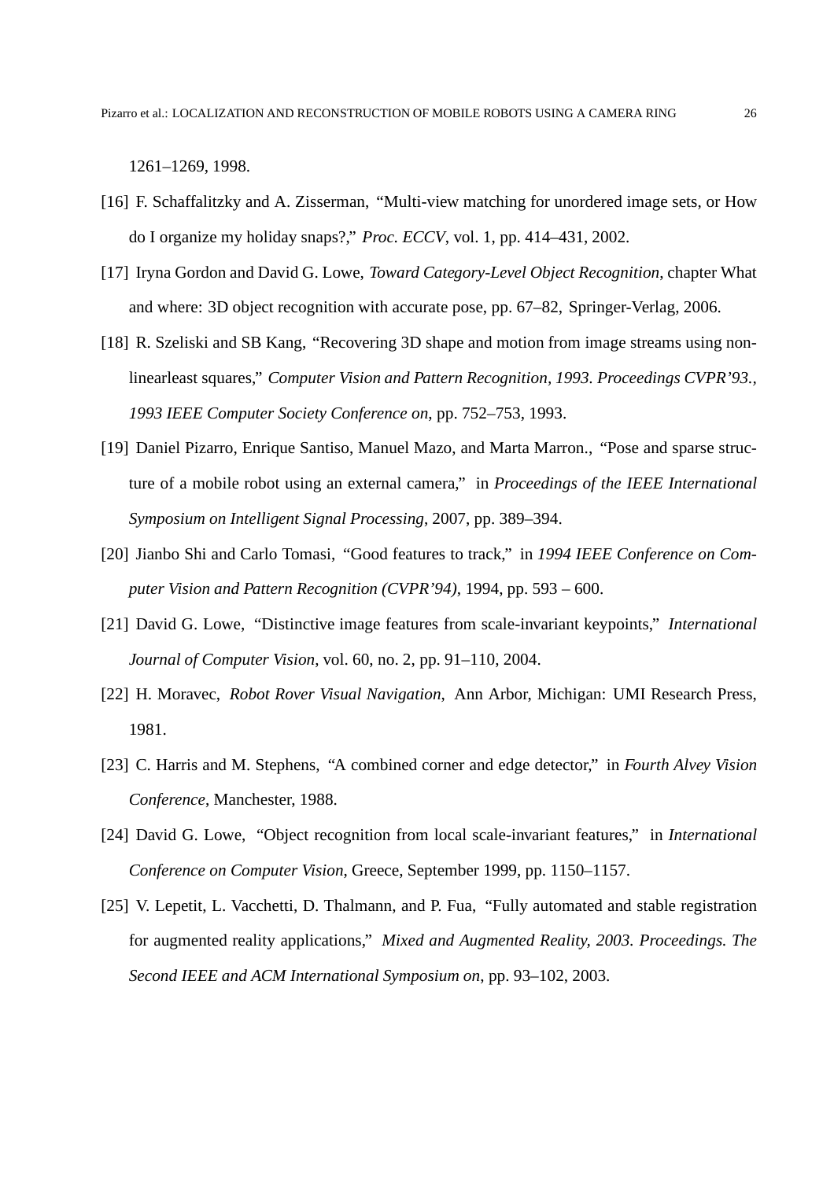1261–1269, 1998.

[16] F. Schaffalitzky and A. Zisserman, “Multi-view matching for unordered image sets, or How do I organize my holiday snaps?,” *Proc. ECCV*, vol. 1, pp. 414–431, 2002.

[17] Iryna Gordon and David G. Lowe, *Toward Category-Level Object Recognition*, chapter What and where: 3D object recognition with accurate pose, pp. 67–82, Springer-Verlag, 2006.

[18] R. Szeliski and SB Kang, “Recovering 3D shape and motion from image streams using non-linearleast squares,” *Computer Vision and Pattern Recognition, 1993. Proceedings CVPR’93., 1993 IEEE Computer Society Conference on*, pp. 752–753, 1993.

[19] Daniel Pizarro, Enrique Santiso, Manuel Mazo, and Marta Marron., “Pose and sparse structure of a mobile robot using an external camera,” in *Proceedings of the IEEE International Symposium on Intelligent Signal Processing*, 2007, pp. 389–394.

[20] Jianbo Shi and Carlo Tomasi, “Good features to track,” in *1994 IEEE Conference on Computer Vision and Pattern Recognition (CVPR’94)*, 1994, pp. 593 – 600.

[21] David G. Lowe, “Distinctive image features from scale-invariant keypoints,” *International Journal of Computer Vision*, vol. 60, no. 2, pp. 91–110, 2004.

[22] H. Moravec, *Robot Rover Visual Navigation*, Ann Arbor, Michigan: UMI Research Press, 1981.

[23] C. Harris and M. Stephens, “A combined corner and edge detector,” in *Fourth Alvey Vision Conference*, Manchester, 1988.

[24] David G. Lowe, “Object recognition from local scale-invariant features,” in *International Conference on Computer Vision*, Greece, September 1999, pp. 1150–1157.

[25] V. Lepetit, L. Vacchetti, D. Thalmann, and P. Fua, “Fully automated and stable registration for augmented reality applications,” *Mixed and Augmented Reality, 2003. Proceedings. The Second IEEE and ACM International Symposium on*, pp. 93–102, 2003.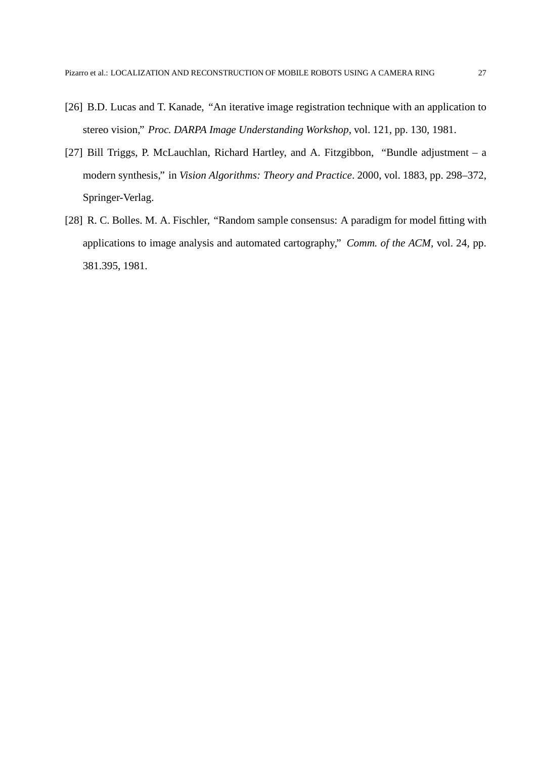[26] B.D. Lucas and T. Kanade, "An iterative image registration technique with an application to stereo vision," *Proc. DARPA Image Understanding Workshop*, vol. 121, pp. 130, 1981.

[27] Bill Triggs, P. McLauchlan, Richard Hartley, and A. Fitzgibbon, "Bundle adjustment – a modern synthesis," in *Vision Algorithms: Theory and Practice*. 2000, vol. 1883, pp. 298–372, Springer-Verlag.

[28] R. C. Bolles. M. A. Fischler, "Random sample consensus: A paradigm for model fitting with applications to image analysis and automated cartography," *Comm. of the ACM*, vol. 24, pp. 381.395, 1981.